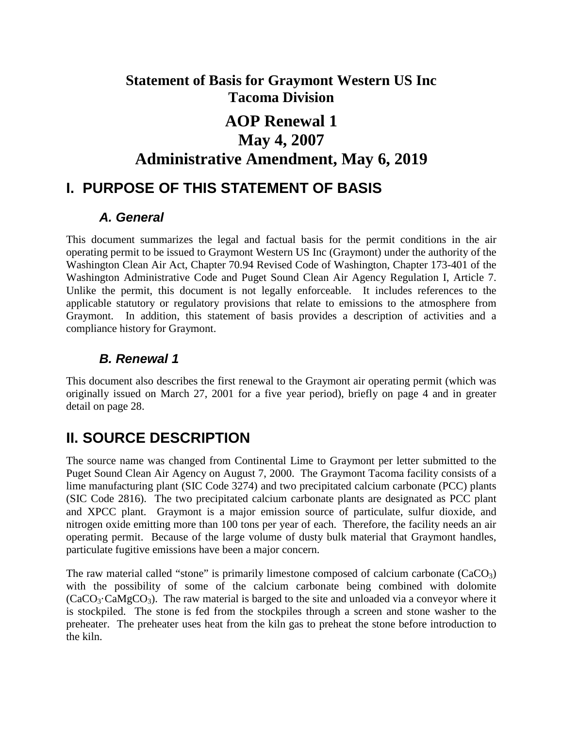# Statement of Basis for Graymont Western US Inc Tacoma Division

# AOP Renewal 1
# May 4, 2007
# Administrative Amendment, May 6, 2019

## I. PURPOSE OF THIS STATEMENT OF BASIS

### *A. General*

This document summarizes the legal and factual basis for the permit conditions in the air operating permit to be issued to Graymont Western US Inc (Graymont) under the authority of the Washington Clean Air Act, Chapter 70.94 Revised Code of Washington, Chapter 173-401 of the Washington Administrative Code and Puget Sound Clean Air Agency Regulation I, Article 7. Unlike the permit, this document is not legally enforceable. It includes references to the applicable statutory or regulatory provisions that relate to emissions to the atmosphere from Graymont. In addition, this statement of basis provides a description of activities and a compliance history for Graymont.

### *B. Renewal 1*

This document also describes the first renewal to the Graymont air operating permit (which was originally issued on March 27, 2001 for a five year period), briefly on page 4 and in greater detail on page 28.

## II. SOURCE DESCRIPTION

The source name was changed from Continental Lime to Graymont per letter submitted to the Puget Sound Clean Air Agency on August 7, 2000. The Graymont Tacoma facility consists of a lime manufacturing plant (SIC Code 3274) and two precipitated calcium carbonate (PCC) plants (SIC Code 2816). The two precipitated calcium carbonate plants are designated as PCC plant and XPCC plant. Graymont is a major emission source of particulate, sulfur dioxide, and nitrogen oxide emitting more than 100 tons per year of each. Therefore, the facility needs an air operating permit. Because of the large volume of dusty bulk material that Graymont handles, particulate fugitive emissions have been a major concern.

The raw material called "stone" is primarily limestone composed of calcium carbonate ($CaCO_3$) with the possibility of some of the calcium carbonate being combined with dolomite ($CaCO_3 \cdot CaMgCO_3$). The raw material is barged to the site and unloaded via a conveyor where it is stockpiled. The stone is fed from the stockpiles through a screen and stone washer to the preheater. The preheater uses heat from the kiln gas to preheat the stone before introduction to the kiln.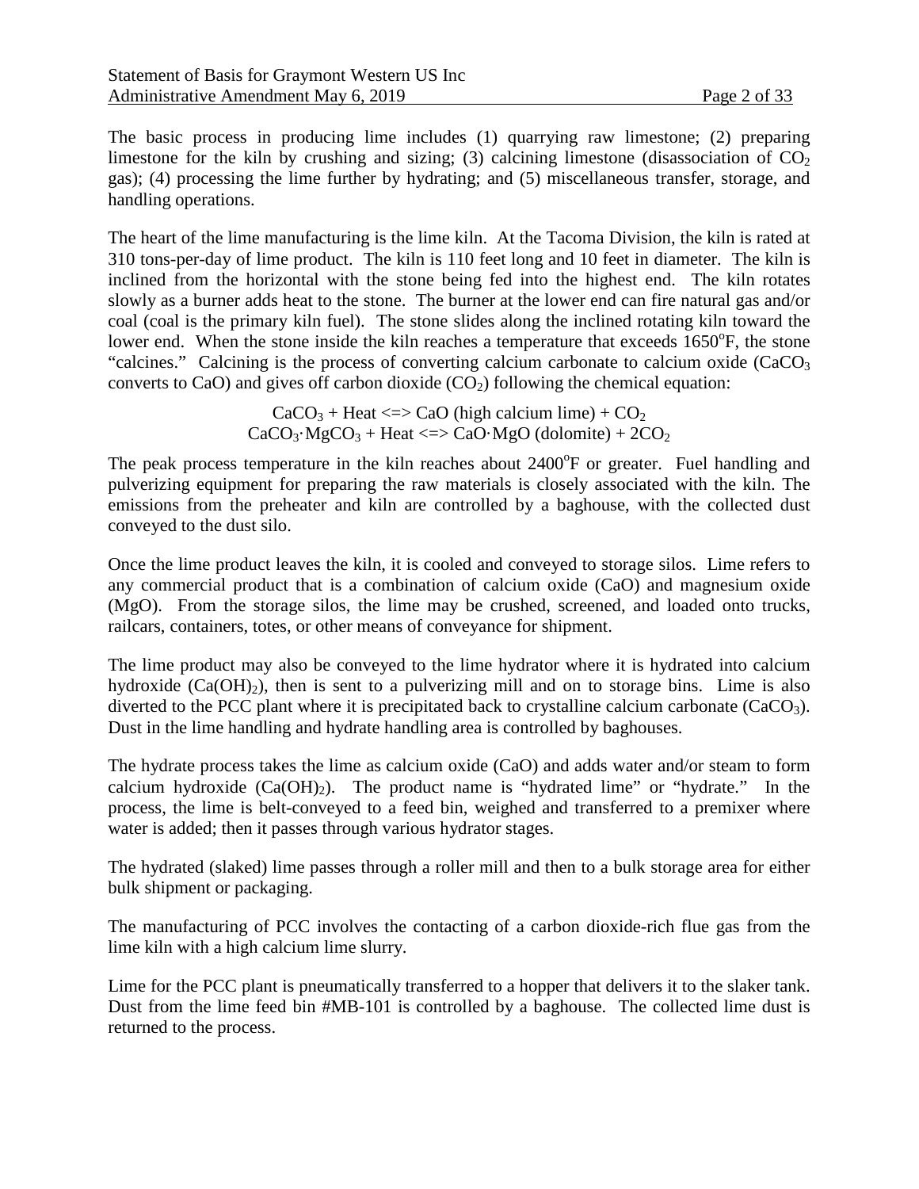The basic process in producing lime includes (1) quarrying raw limestone; (2) preparing limestone for the kiln by crushing and sizing; (3) calcining limestone (disassociation of $CO_2$ gas); (4) processing the lime further by hydrating; and (5) miscellaneous transfer, storage, and handling operations.

The heart of the lime manufacturing is the lime kiln. At the Tacoma Division, the kiln is rated at 310 tons-per-day of lime product. The kiln is 110 feet long and 10 feet in diameter. The kiln is inclined from the horizontal with the stone being fed into the highest end. The kiln rotates slowly as a burner adds heat to the stone. The burner at the lower end can fire natural gas and/or coal (coal is the primary kiln fuel). The stone slides along the inclined rotating kiln toward the lower end. When the stone inside the kiln reaches a temperature that exceeds $1650^{o}F$, the stone "calcines." Calcining is the process of converting calcium carbonate to calcium oxide ($CaCO_3$ converts to CaO) and gives off carbon dioxide ($CO_2$) following the chemical equation:

$$CaCO_3 + \text{Heat} <=> CaO \text{ (high calcium lime)} + CO_2$$
$$CaCO_3{\cdot}MgCO_3 + \text{Heat} <=> CaO{\cdot}MgO \text{ (dolomite)} + 2CO_2$$

The peak process temperature in the kiln reaches about $2400^{o}F$ or greater. Fuel handling and pulverizing equipment for preparing the raw materials is closely associated with the kiln. The emissions from the preheater and kiln are controlled by a baghouse, with the collected dust conveyed to the dust silo.

Once the lime product leaves the kiln, it is cooled and conveyed to storage silos. Lime refers to any commercial product that is a combination of calcium oxide (CaO) and magnesium oxide (MgO). From the storage silos, the lime may be crushed, screened, and loaded onto trucks, railcars, containers, totes, or other means of conveyance for shipment.

The lime product may also be conveyed to the lime hydrator where it is hydrated into calcium hydroxide ($Ca(OH)_2$), then is sent to a pulverizing mill and on to storage bins. Lime is also diverted to the PCC plant where it is precipitated back to crystalline calcium carbonate ($CaCO_3$). Dust in the lime handling and hydrate handling area is controlled by baghouses.

The hydrate process takes the lime as calcium oxide (CaO) and adds water and/or steam to form calcium hydroxide ($Ca(OH)_2$). The product name is "hydrated lime" or "hydrate." In the process, the lime is belt-conveyed to a feed bin, weighed and transferred to a premixer where water is added; then it passes through various hydrator stages.

The hydrated (slaked) lime passes through a roller mill and then to a bulk storage area for either bulk shipment or packaging.

The manufacturing of PCC involves the contacting of a carbon dioxide-rich flue gas from the lime kiln with a high calcium lime slurry.

Lime for the PCC plant is pneumatically transferred to a hopper that delivers it to the slaker tank. Dust from the lime feed bin #MB-101 is controlled by a baghouse. The collected lime dust is returned to the process.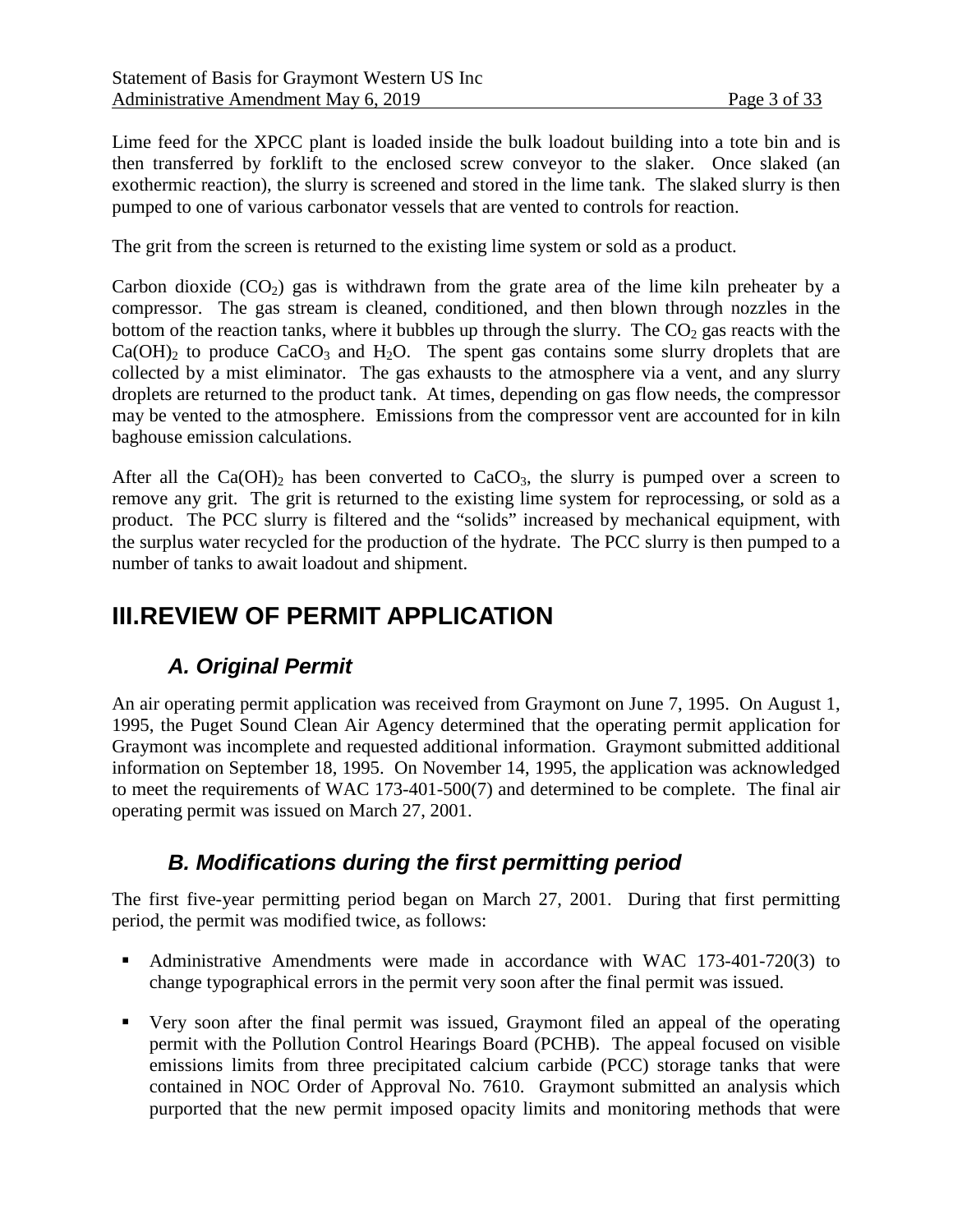Lime feed for the XPCC plant is loaded inside the bulk loadout building into a tote bin and is then transferred by forklift to the enclosed screw conveyor to the slaker. Once slaked (an exothermic reaction), the slurry is screened and stored in the lime tank. The slaked slurry is then pumped to one of various carbonator vessels that are vented to controls for reaction.

The grit from the screen is returned to the existing lime system or sold as a product.

Carbon dioxide ($CO_2$) gas is withdrawn from the grate area of the lime kiln preheater by a compressor. The gas stream is cleaned, conditioned, and then blown through nozzles in the bottom of the reaction tanks, where it bubbles up through the slurry. The $CO_2$ gas reacts with the $Ca(OH)_2$ to produce $CaCO_3$ and $H_2O$. The spent gas contains some slurry droplets that are collected by a mist eliminator. The gas exhausts to the atmosphere via a vent, and any slurry droplets are returned to the product tank. At times, depending on gas flow needs, the compressor may be vented to the atmosphere. Emissions from the compressor vent are accounted for in kiln baghouse emission calculations.

After all the $Ca(OH)_2$ has been converted to $CaCO_3$, the slurry is pumped over a screen to remove any grit. The grit is returned to the existing lime system for reprocessing, or sold as a product. The PCC slurry is filtered and the "solids" increased by mechanical equipment, with the surplus water recycled for the production of the hydrate. The PCC slurry is then pumped to a number of tanks to await loadout and shipment.

# III. REVIEW OF PERMIT APPLICATION

## *A. Original Permit*

An air operating permit application was received from Graymont on June 7, 1995. On August 1, 1995, the Puget Sound Clean Air Agency determined that the operating permit application for Graymont was incomplete and requested additional information. Graymont submitted additional information on September 18, 1995. On November 14, 1995, the application was acknowledged to meet the requirements of WAC 173-401-500(7) and determined to be complete. The final air operating permit was issued on March 27, 2001.

## *B. Modifications during the first permitting period*

The first five-year permitting period began on March 27, 2001. During that first permitting period, the permit was modified twice, as follows:

- Administrative Amendments were made in accordance with WAC 173-401-720(3) to change typographical errors in the permit very soon after the final permit was issued.
- Very soon after the final permit was issued, Graymont filed an appeal of the operating permit with the Pollution Control Hearings Board (PCHB). The appeal focused on visible emissions limits from three precipitated calcium carbide (PCC) storage tanks that were contained in NOC Order of Approval No. 7610. Graymont submitted an analysis which purported that the new permit imposed opacity limits and monitoring methods that were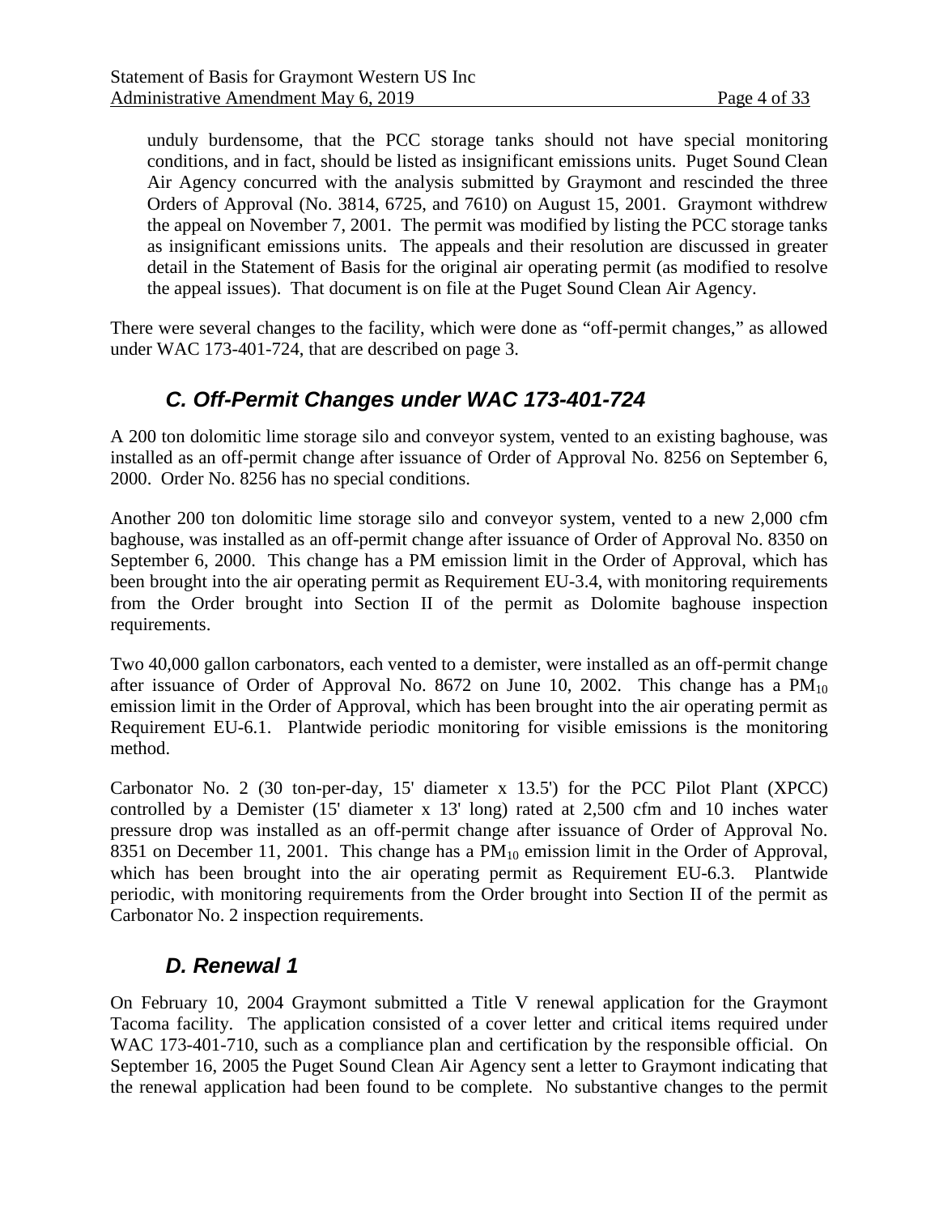unduly burdensome, that the PCC storage tanks should not have special monitoring conditions, and in fact, should be listed as insignificant emissions units. Puget Sound Clean Air Agency concurred with the analysis submitted by Graymont and rescinded the three Orders of Approval (No. 3814, 6725, and 7610) on August 15, 2001. Graymont withdrew the appeal on November 7, 2001. The permit was modified by listing the PCC storage tanks as insignificant emissions units. The appeals and their resolution are discussed in greater detail in the Statement of Basis for the original air operating permit (as modified to resolve the appeal issues). That document is on file at the Puget Sound Clean Air Agency.

There were several changes to the facility, which were done as "off-permit changes," as allowed under WAC 173-401-724, that are described on page 3.

## *C. Off-Permit Changes under WAC 173-401-724*

A 200 ton dolomitic lime storage silo and conveyor system, vented to an existing baghouse, was installed as an off-permit change after issuance of Order of Approval No. 8256 on September 6, 2000. Order No. 8256 has no special conditions.

Another 200 ton dolomitic lime storage silo and conveyor system, vented to a new 2,000 cfm baghouse, was installed as an off-permit change after issuance of Order of Approval No. 8350 on September 6, 2000. This change has a PM emission limit in the Order of Approval, which has been brought into the air operating permit as Requirement EU-3.4, with monitoring requirements from the Order brought into Section II of the permit as Dolomite baghouse inspection requirements.

Two 40,000 gallon carbonators, each vented to a demister, were installed as an off-permit change after issuance of Order of Approval No. 8672 on June 10, 2002. This change has a $PM_{10}$ emission limit in the Order of Approval, which has been brought into the air operating permit as Requirement EU-6.1. Plantwide periodic monitoring for visible emissions is the monitoring method.

Carbonator No. 2 (30 ton-per-day, 15' diameter x 13.5') for the PCC Pilot Plant (XPCC) controlled by a Demister (15' diameter x 13' long) rated at 2,500 cfm and 10 inches water pressure drop was installed as an off-permit change after issuance of Order of Approval No. 8351 on December 11, 2001. This change has a $PM_{10}$ emission limit in the Order of Approval, which has been brought into the air operating permit as Requirement EU-6.3. Plantwide periodic, with monitoring requirements from the Order brought into Section II of the permit as Carbonator No. 2 inspection requirements.

## *D. Renewal 1*

On February 10, 2004 Graymont submitted a Title V renewal application for the Graymont Tacoma facility. The application consisted of a cover letter and critical items required under WAC 173-401-710, such as a compliance plan and certification by the responsible official. On September 16, 2005 the Puget Sound Clean Air Agency sent a letter to Graymont indicating that the renewal application had been found to be complete. No substantive changes to the permit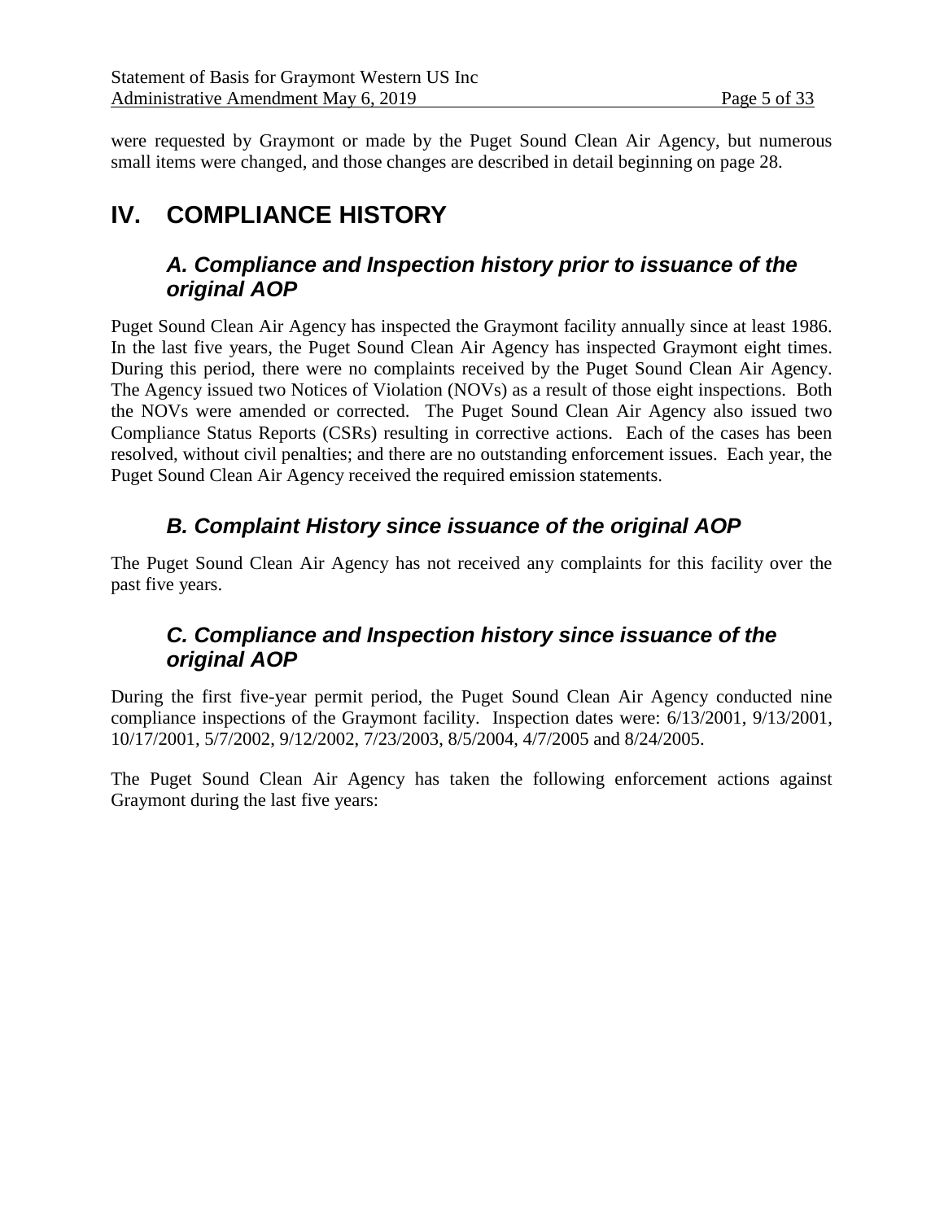were requested by Graymont or made by the Puget Sound Clean Air Agency, but numerous small items were changed, and those changes are described in detail beginning on page 28.

# IV. COMPLIANCE HISTORY

## *A. Compliance and Inspection history prior to issuance of the original AOP*

Puget Sound Clean Air Agency has inspected the Graymont facility annually since at least 1986. In the last five years, the Puget Sound Clean Air Agency has inspected Graymont eight times. During this period, there were no complaints received by the Puget Sound Clean Air Agency. The Agency issued two Notices of Violation (NOVs) as a result of those eight inspections. Both the NOVs were amended or corrected. The Puget Sound Clean Air Agency also issued two Compliance Status Reports (CSRs) resulting in corrective actions. Each of the cases has been resolved, without civil penalties; and there are no outstanding enforcement issues. Each year, the Puget Sound Clean Air Agency received the required emission statements.

## *B. Complaint History since issuance of the original AOP*

The Puget Sound Clean Air Agency has not received any complaints for this facility over the past five years.

## *C. Compliance and Inspection history since issuance of the original AOP*

During the first five-year permit period, the Puget Sound Clean Air Agency conducted nine compliance inspections of the Graymont facility. Inspection dates were: 6/13/2001, 9/13/2001, 10/17/2001, 5/7/2002, 9/12/2002, 7/23/2003, 8/5/2004, 4/7/2005 and 8/24/2005.

The Puget Sound Clean Air Agency has taken the following enforcement actions against Graymont during the last five years: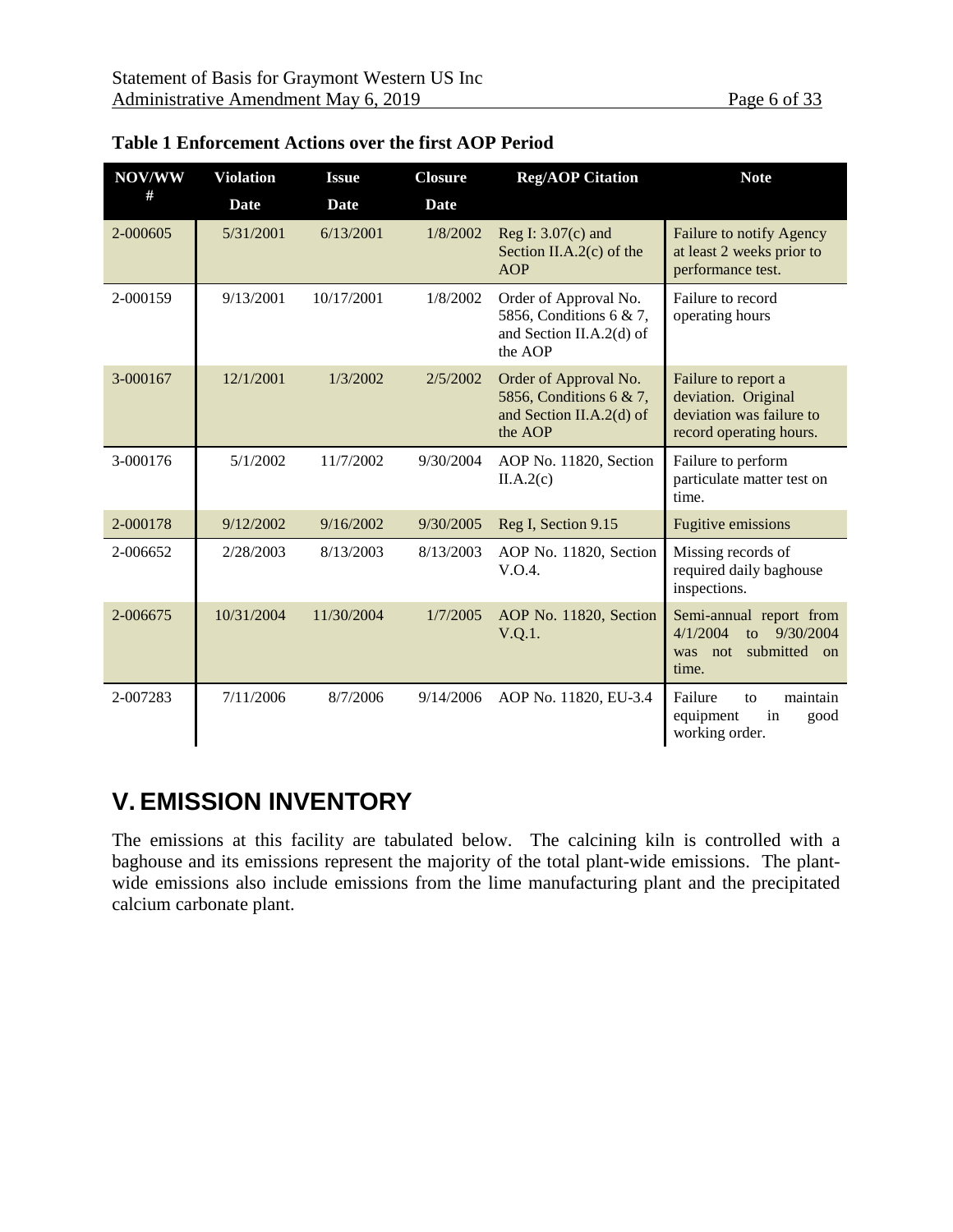**Table 1 Enforcement Actions over the first AOP Period**

| NOV/WW # | Violation Date | Issue Date | Closure Date | Reg/AOP Citation | Note |
|---|---|---|---|---|---|
| 2-000605 | 5/31/2001 | 6/13/2001 | 1/8/2002 | Reg I: 3.07(c) and Section II.A.2(c) of the AOP | Failure to notify Agency at least 2 weeks prior to performance test. |
| 2-000159 | 9/13/2001 | 10/17/2001 | 1/8/2002 | Order of Approval No. 5856, Conditions 6 & 7, and Section II.A.2(d) of the AOP | Failure to record operating hours |
| 3-000167 | 12/1/2001 | 1/3/2002 | 2/5/2002 | Order of Approval No. 5856, Conditions 6 & 7, and Section II.A.2(d) of the AOP | Failure to report a deviation. Original deviation was failure to record operating hours. |
| 3-000176 | 5/1/2002 | 11/7/2002 | 9/30/2004 | AOP No. 11820, Section II.A.2(c) | Failure to perform particulate matter test on time. |
| 2-000178 | 9/12/2002 | 9/16/2002 | 9/30/2005 | Reg I, Section 9.15 | Fugitive emissions |
| 2-006652 | 2/28/2003 | 8/13/2003 | 8/13/2003 | AOP No. 11820, Section V.O.4. | Missing records of required daily baghouse inspections. |
| 2-006675 | 10/31/2004 | 11/30/2004 | 1/7/2005 | AOP No. 11820, Section V.Q.1. | Semi-annual report from 4/1/2004 to 9/30/2004 was not submitted on time. |
| 2-007283 | 7/11/2006 | 8/7/2006 | 9/14/2006 | AOP No. 11820, EU-3.4 | Failure to maintain equipment in good working order. |

# V. EMISSION INVENTORY

The emissions at this facility are tabulated below. The calcining kiln is controlled with a baghouse and its emissions represent the majority of the total plant-wide emissions. The plant-wide emissions also include emissions from the lime manufacturing plant and the precipitated calcium carbonate plant.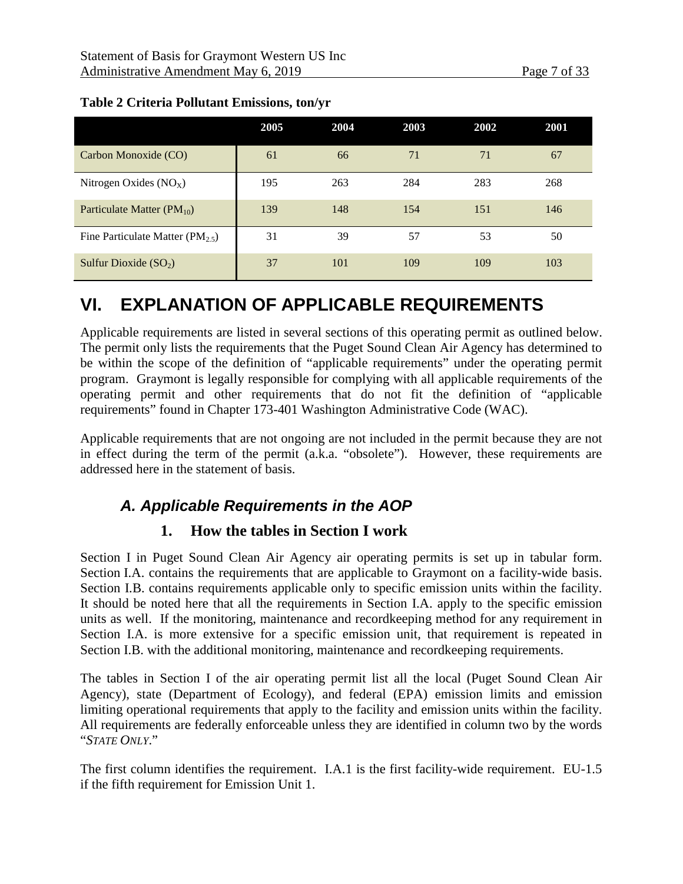**Table 2 Criteria Pollutant Emissions, ton/yr**

| | 2005 | 2004 | 2003 | 2002 | 2001 |
|---|---|---|---|---|---|
| Carbon Monoxide (CO) | 61 | 66 | 71 | 71 | 67 |
| Nitrogen Oxides ($NO_X$) | 195 | 263 | 284 | 283 | 268 |
| Particulate Matter ($PM_{10}$) | 139 | 148 | 154 | 151 | 146 |
| Fine Particulate Matter ($PM_{2.5}$) | 31 | 39 | 57 | 53 | 50 |
| Sulfur Dioxide ($SO_2$) | 37 | 101 | 109 | 109 | 103 |

# VI. EXPLANATION OF APPLICABLE REQUIREMENTS

Applicable requirements are listed in several sections of this operating permit as outlined below. The permit only lists the requirements that the Puget Sound Clean Air Agency has determined to be within the scope of the definition of "applicable requirements" under the operating permit program. Graymont is legally responsible for complying with all applicable requirements of the operating permit and other requirements that do not fit the definition of "applicable requirements" found in Chapter 173-401 Washington Administrative Code (WAC).

Applicable requirements that are not ongoing are not included in the permit because they are not in effect during the term of the permit (a.k.a. "obsolete"). However, these requirements are addressed here in the statement of basis.

## *A. Applicable Requirements in the AOP*

### 1. How the tables in Section I work

Section I in Puget Sound Clean Air Agency air operating permits is set up in tabular form. Section I.A. contains the requirements that are applicable to Graymont on a facility-wide basis. Section I.B. contains requirements applicable only to specific emission units within the facility. It should be noted here that all the requirements in Section I.A. apply to the specific emission units as well. If the monitoring, maintenance and recordkeeping method for any requirement in Section I.A. is more extensive for a specific emission unit, that requirement is repeated in Section I.B. with the additional monitoring, maintenance and recordkeeping requirements.

The tables in Section I of the air operating permit list all the local (Puget Sound Clean Air Agency), state (Department of Ecology), and federal (EPA) emission limits and emission limiting operational requirements that apply to the facility and emission units within the facility. All requirements are federally enforceable unless they are identified in column two by the words "*STATE ONLY*."

The first column identifies the requirement. I.A.1 is the first facility-wide requirement. EU-1.5 if the fifth requirement for Emission Unit 1.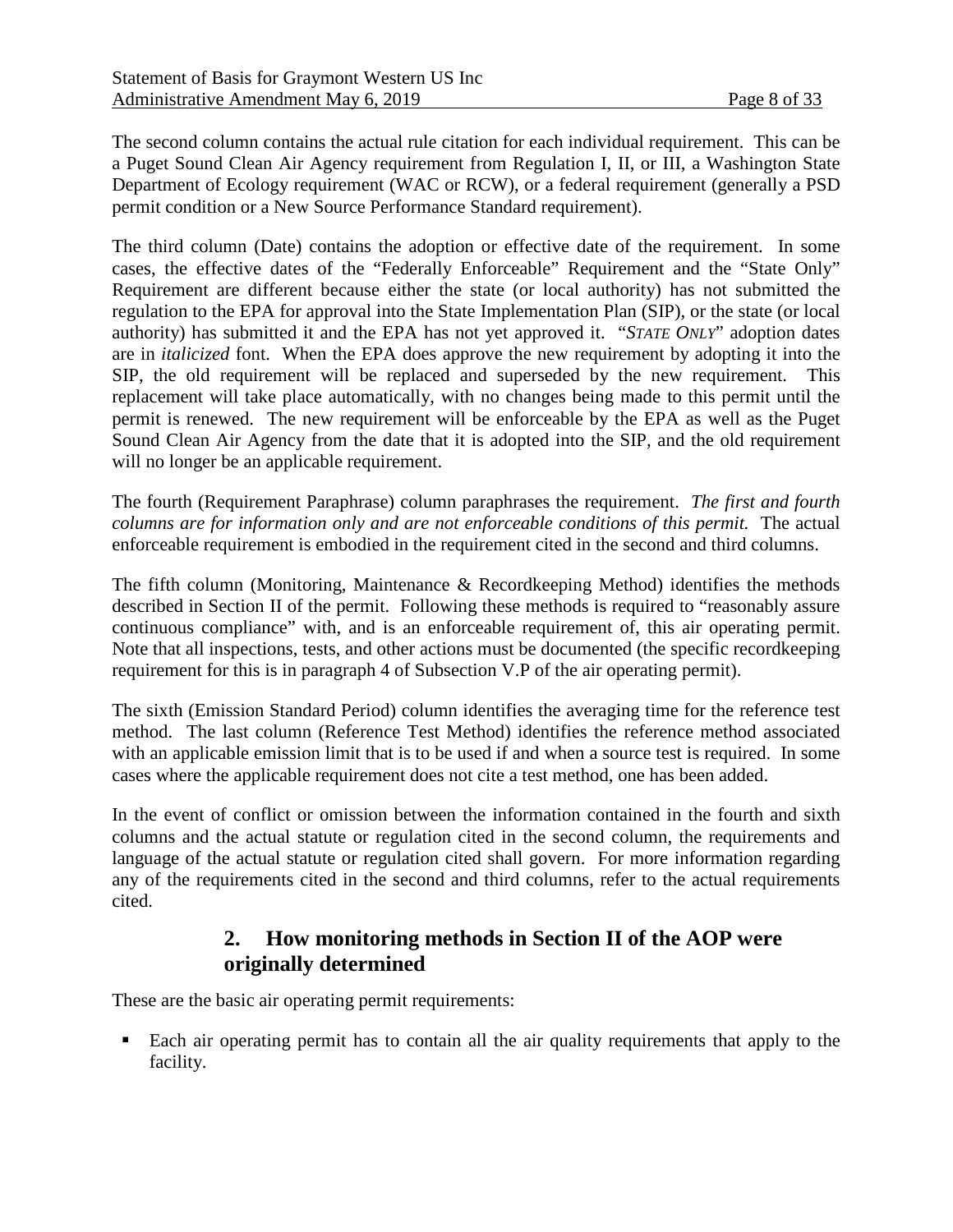The second column contains the actual rule citation for each individual requirement. This can be a Puget Sound Clean Air Agency requirement from Regulation I, II, or III, a Washington State Department of Ecology requirement (WAC or RCW), or a federal requirement (generally a PSD permit condition or a New Source Performance Standard requirement).

The third column (Date) contains the adoption or effective date of the requirement. In some cases, the effective dates of the "Federally Enforceable" Requirement and the "State Only" Requirement are different because either the state (or local authority) has not submitted the regulation to the EPA for approval into the State Implementation Plan (SIP), or the state (or local authority) has submitted it and the EPA has not yet approved it. "*STATE ONLY*" adoption dates are in *italicized* font. When the EPA does approve the new requirement by adopting it into the SIP, the old requirement will be replaced and superseded by the new requirement. This replacement will take place automatically, with no changes being made to this permit until the permit is renewed. The new requirement will be enforceable by the EPA as well as the Puget Sound Clean Air Agency from the date that it is adopted into the SIP, and the old requirement will no longer be an applicable requirement.

The fourth (Requirement Paraphrase) column paraphrases the requirement. *The first and fourth columns are for information only and are not enforceable conditions of this permit.* The actual enforceable requirement is embodied in the requirement cited in the second and third columns.

The fifth column (Monitoring, Maintenance & Recordkeeping Method) identifies the methods described in Section II of the permit. Following these methods is required to "reasonably assure continuous compliance" with, and is an enforceable requirement of, this air operating permit. Note that all inspections, tests, and other actions must be documented (the specific recordkeeping requirement for this is in paragraph 4 of Subsection V.P of the air operating permit).

The sixth (Emission Standard Period) column identifies the averaging time for the reference test method. The last column (Reference Test Method) identifies the reference method associated with an applicable emission limit that is to be used if and when a source test is required. In some cases where the applicable requirement does not cite a test method, one has been added.

In the event of conflict or omission between the information contained in the fourth and sixth columns and the actual statute or regulation cited in the second column, the requirements and language of the actual statute or regulation cited shall govern. For more information regarding any of the requirements cited in the second and third columns, refer to the actual requirements cited.

### 2. How monitoring methods in Section II of the AOP were originally determined

These are the basic air operating permit requirements:

- Each air operating permit has to contain all the air quality requirements that apply to the facility.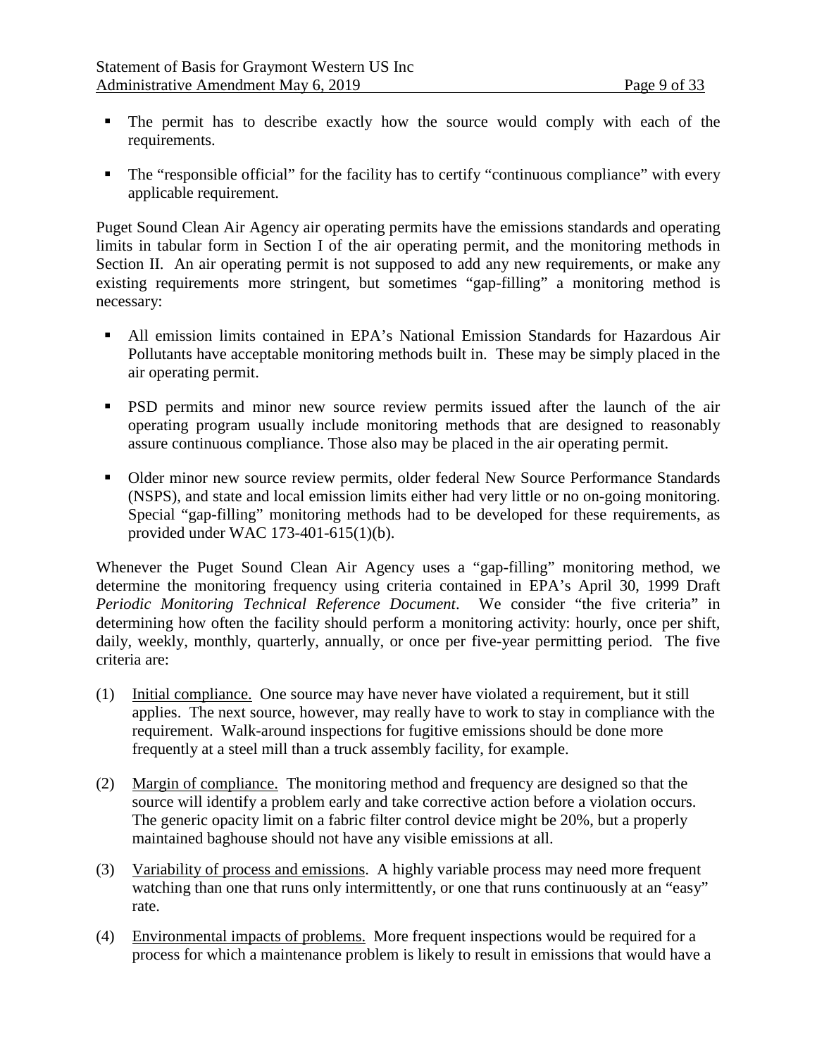- The permit has to describe exactly how the source would comply with each of the requirements.

- The "responsible official" for the facility has to certify "continuous compliance" with every applicable requirement.

Puget Sound Clean Air Agency air operating permits have the emissions standards and operating limits in tabular form in Section I of the air operating permit, and the monitoring methods in Section II. An air operating permit is not supposed to add any new requirements, or make any existing requirements more stringent, but sometimes "gap-filling" a monitoring method is necessary:

- All emission limits contained in EPA's National Emission Standards for Hazardous Air Pollutants have acceptable monitoring methods built in. These may be simply placed in the air operating permit.

- PSD permits and minor new source review permits issued after the launch of the air operating program usually include monitoring methods that are designed to reasonably assure continuous compliance. Those also may be placed in the air operating permit.

- Older minor new source review permits, older federal New Source Performance Standards (NSPS), and state and local emission limits either had very little or no on-going monitoring. Special "gap-filling" monitoring methods had to be developed for these requirements, as provided under WAC 173-401-615(1)(b).

Whenever the Puget Sound Clean Air Agency uses a "gap-filling" monitoring method, we determine the monitoring frequency using criteria contained in EPA's April 30, 1999 Draft *Periodic Monitoring Technical Reference Document*. We consider "the five criteria" in determining how often the facility should perform a monitoring activity: hourly, once per shift, daily, weekly, monthly, quarterly, annually, or once per five-year permitting period. The five criteria are:

(1) Initial compliance. One source may have never have violated a requirement, but it still applies. The next source, however, may really have to work to stay in compliance with the requirement. Walk-around inspections for fugitive emissions should be done more frequently at a steel mill than a truck assembly facility, for example.

(2) Margin of compliance. The monitoring method and frequency are designed so that the source will identify a problem early and take corrective action before a violation occurs. The generic opacity limit on a fabric filter control device might be 20%, but a properly maintained baghouse should not have any visible emissions at all.

(3) Variability of process and emissions. A highly variable process may need more frequent watching than one that runs only intermittently, or one that runs continuously at an "easy" rate.

(4) Environmental impacts of problems. More frequent inspections would be required for a process for which a maintenance problem is likely to result in emissions that would have a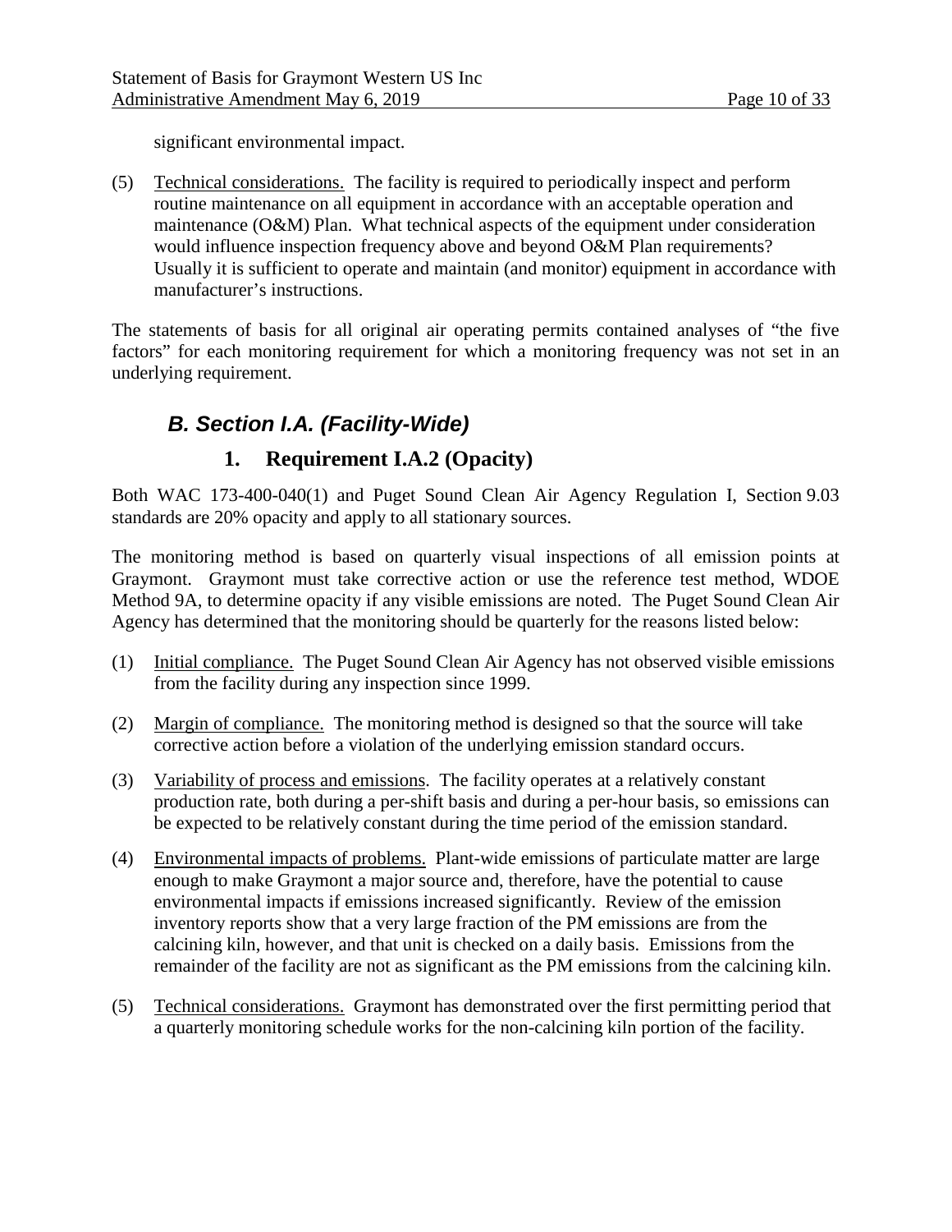significant environmental impact.

(5) Technical considerations. The facility is required to periodically inspect and perform routine maintenance on all equipment in accordance with an acceptable operation and maintenance (O&M) Plan. What technical aspects of the equipment under consideration would influence inspection frequency above and beyond O&M Plan requirements? Usually it is sufficient to operate and maintain (and monitor) equipment in accordance with manufacturer's instructions.

The statements of basis for all original air operating permits contained analyses of "the five factors" for each monitoring requirement for which a monitoring frequency was not set in an underlying requirement.

## *B. Section I.A. (Facility-Wide)*

### 1. Requirement I.A.2 (Opacity)

Both WAC 173-400-040(1) and Puget Sound Clean Air Agency Regulation I, Section 9.03 standards are 20% opacity and apply to all stationary sources.

The monitoring method is based on quarterly visual inspections of all emission points at Graymont. Graymont must take corrective action or use the reference test method, WDOE Method 9A, to determine opacity if any visible emissions are noted. The Puget Sound Clean Air Agency has determined that the monitoring should be quarterly for the reasons listed below:

(1) Initial compliance. The Puget Sound Clean Air Agency has not observed visible emissions from the facility during any inspection since 1999.

(2) Margin of compliance. The monitoring method is designed so that the source will take corrective action before a violation of the underlying emission standard occurs.

(3) Variability of process and emissions. The facility operates at a relatively constant production rate, both during a per-shift basis and during a per-hour basis, so emissions can be expected to be relatively constant during the time period of the emission standard.

(4) Environmental impacts of problems. Plant-wide emissions of particulate matter are large enough to make Graymont a major source and, therefore, have the potential to cause environmental impacts if emissions increased significantly. Review of the emission inventory reports show that a very large fraction of the PM emissions are from the calcining kiln, however, and that unit is checked on a daily basis. Emissions from the remainder of the facility are not as significant as the PM emissions from the calcining kiln.

(5) Technical considerations. Graymont has demonstrated over the first permitting period that a quarterly monitoring schedule works for the non-calcining kiln portion of the facility.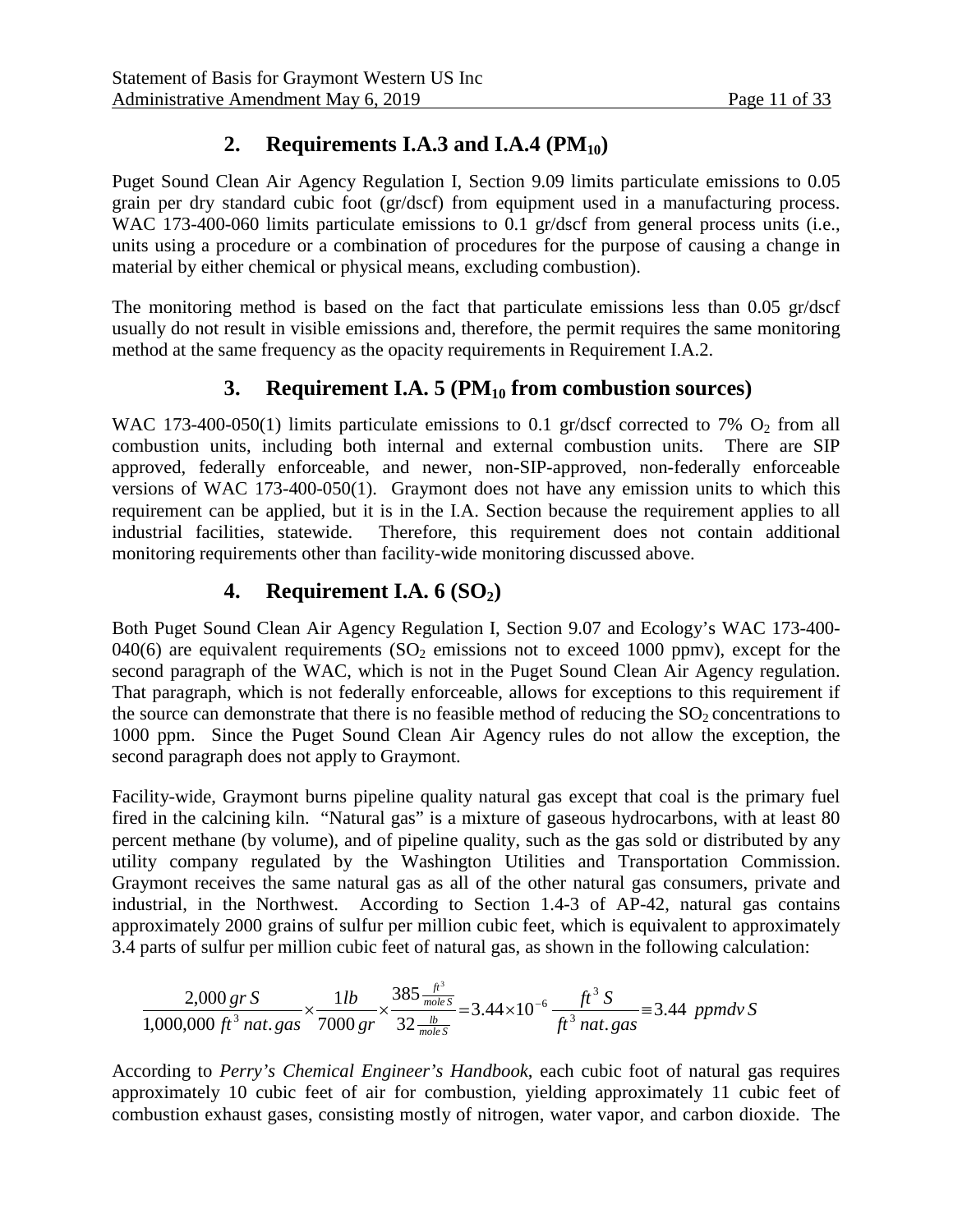## 2. Requirements I.A.3 and I.A.4 ($PM_{10}$)

Puget Sound Clean Air Agency Regulation I, Section 9.09 limits particulate emissions to 0.05 grain per dry standard cubic foot (gr/dscf) from equipment used in a manufacturing process. WAC 173-400-060 limits particulate emissions to 0.1 gr/dscf from general process units (i.e., units using a procedure or a combination of procedures for the purpose of causing a change in material by either chemical or physical means, excluding combustion).

The monitoring method is based on the fact that particulate emissions less than 0.05 gr/dscf usually do not result in visible emissions and, therefore, the permit requires the same monitoring method at the same frequency as the opacity requirements in Requirement I.A.2.

## 3. Requirement I.A. 5 ($PM_{10}$ from combustion sources)

WAC 173-400-050(1) limits particulate emissions to 0.1 gr/dscf corrected to 7% $O_2$ from all combustion units, including both internal and external combustion units. There are SIP approved, federally enforceable, and newer, non-SIP-approved, non-federally enforceable versions of WAC 173-400-050(1). Graymont does not have any emission units to which this requirement can be applied, but it is in the I.A. Section because the requirement applies to all industrial facilities, statewide. Therefore, this requirement does not contain additional monitoring requirements other than facility-wide monitoring discussed above.

## 4. Requirement I.A. 6 ($SO_2$)

Both Puget Sound Clean Air Agency Regulation I, Section 9.07 and Ecology's WAC 173-400-040(6) are equivalent requirements ($SO_2$ emissions not to exceed 1000 ppmv), except for the second paragraph of the WAC, which is not in the Puget Sound Clean Air Agency regulation. That paragraph, which is not federally enforceable, allows for exceptions to this requirement if the source can demonstrate that there is no feasible method of reducing the $SO_2$ concentrations to 1000 ppm. Since the Puget Sound Clean Air Agency rules do not allow the exception, the second paragraph does not apply to Graymont.

Facility-wide, Graymont burns pipeline quality natural gas except that coal is the primary fuel fired in the calcining kiln. "Natural gas" is a mixture of gaseous hydrocarbons, with at least 80 percent methane (by volume), and of pipeline quality, such as the gas sold or distributed by any utility company regulated by the Washington Utilities and Transportation Commission. Graymont receives the same natural gas as all of the other natural gas consumers, private and industrial, in the Northwest. According to Section 1.4-3 of AP-42, natural gas contains approximately 2000 grains of sulfur per million cubic feet, which is equivalent to approximately 3.4 parts of sulfur per million cubic feet of natural gas, as shown in the following calculation:

$$\frac{2{,}000\ gr\ S}{1{,}000{,}000\ ft^3\ nat.gas} \times \frac{1 lb}{7000\ gr} \times \frac{385 \frac{ft^3}{mole\ S}}{32 \frac{lb}{mole\ S}} = 3.44 \times 10^{-6}\ \frac{ft^3\ S}{ft^3\ nat.gas} \equiv 3.44\ \ ppmdv\ S$$

According to *Perry's Chemical Engineer's Handbook*, each cubic foot of natural gas requires approximately 10 cubic feet of air for combustion, yielding approximately 11 cubic feet of combustion exhaust gases, consisting mostly of nitrogen, water vapor, and carbon dioxide. The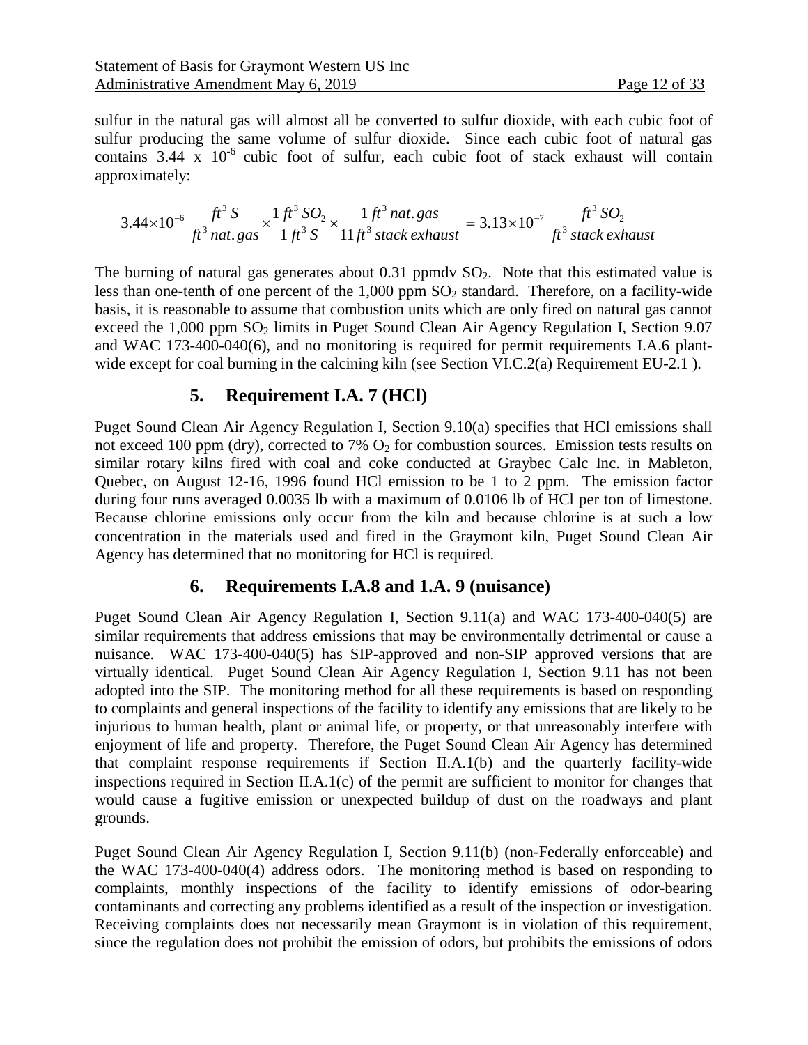sulfur in the natural gas will almost all be converted to sulfur dioxide, with each cubic foot of sulfur producing the same volume of sulfur dioxide. Since each cubic foot of natural gas contains 3.44 x $10^{-6}$ cubic foot of sulfur, each cubic foot of stack exhaust will contain approximately:

$$3.44\times10^{-6}\,\frac{ft^3\,S}{ft^3\,nat.gas}\times\frac{1\,ft^3\,SO_2}{1\,ft^3\,S}\times\frac{1\,ft^3\,nat.gas}{11\,ft^3\,stack\,exhaust}=3.13\times10^{-7}\,\frac{ft^3\,SO_2}{ft^3\,stack\,exhaust}$$

The burning of natural gas generates about 0.31 ppmdv $SO_2$. Note that this estimated value is less than one-tenth of one percent of the 1,000 ppm $SO_2$ standard. Therefore, on a facility-wide basis, it is reasonable to assume that combustion units which are only fired on natural gas cannot exceed the 1,000 ppm $SO_2$ limits in Puget Sound Clean Air Agency Regulation I, Section 9.07 and WAC 173-400-040(6), and no monitoring is required for permit requirements I.A.6 plant-wide except for coal burning in the calcining kiln (see Section VI.C.2(a) Requirement EU-2.1 ).

## 5. Requirement I.A. 7 (HCl)

Puget Sound Clean Air Agency Regulation I, Section 9.10(a) specifies that HCl emissions shall not exceed 100 ppm (dry), corrected to 7% $O_2$ for combustion sources. Emission tests results on similar rotary kilns fired with coal and coke conducted at Graybec Calc Inc. in Mableton, Quebec, on August 12-16, 1996 found HCl emission to be 1 to 2 ppm. The emission factor during four runs averaged 0.0035 lb with a maximum of 0.0106 lb of HCl per ton of limestone. Because chlorine emissions only occur from the kiln and because chlorine is at such a low concentration in the materials used and fired in the Graymont kiln, Puget Sound Clean Air Agency has determined that no monitoring for HCl is required.

## 6. Requirements I.A.8 and 1.A. 9 (nuisance)

Puget Sound Clean Air Agency Regulation I, Section 9.11(a) and WAC 173-400-040(5) are similar requirements that address emissions that may be environmentally detrimental or cause a nuisance. WAC 173-400-040(5) has SIP-approved and non-SIP approved versions that are virtually identical. Puget Sound Clean Air Agency Regulation I, Section 9.11 has not been adopted into the SIP. The monitoring method for all these requirements is based on responding to complaints and general inspections of the facility to identify any emissions that are likely to be injurious to human health, plant or animal life, or property, or that unreasonably interfere with enjoyment of life and property. Therefore, the Puget Sound Clean Air Agency has determined that complaint response requirements if Section II.A.1(b) and the quarterly facility-wide inspections required in Section II.A.1(c) of the permit are sufficient to monitor for changes that would cause a fugitive emission or unexpected buildup of dust on the roadways and plant grounds.

Puget Sound Clean Air Agency Regulation I, Section 9.11(b) (non-Federally enforceable) and the WAC 173-400-040(4) address odors. The monitoring method is based on responding to complaints, monthly inspections of the facility to identify emissions of odor-bearing contaminants and correcting any problems identified as a result of the inspection or investigation. Receiving complaints does not necessarily mean Graymont is in violation of this requirement, since the regulation does not prohibit the emission of odors, but prohibits the emissions of odors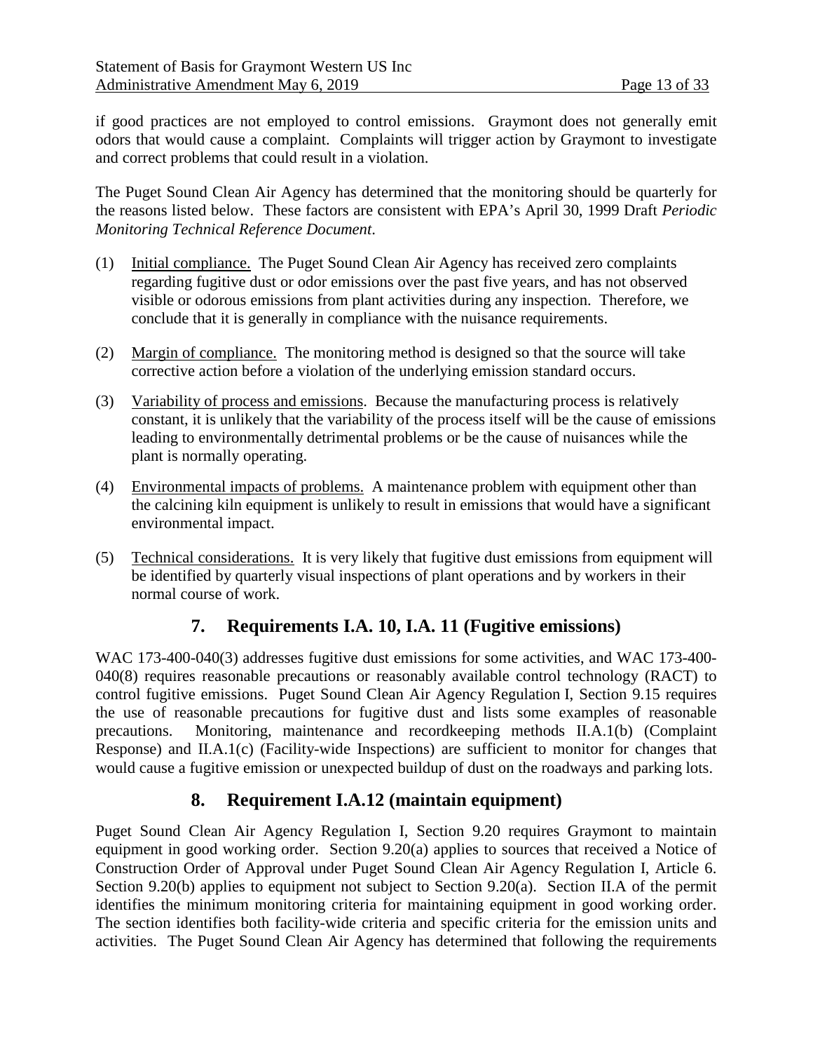if good practices are not employed to control emissions. Graymont does not generally emit odors that would cause a complaint. Complaints will trigger action by Graymont to investigate and correct problems that could result in a violation.

The Puget Sound Clean Air Agency has determined that the monitoring should be quarterly for the reasons listed below. These factors are consistent with EPA's April 30, 1999 Draft *Periodic Monitoring Technical Reference Document*.

(1) Initial compliance. The Puget Sound Clean Air Agency has received zero complaints regarding fugitive dust or odor emissions over the past five years, and has not observed visible or odorous emissions from plant activities during any inspection. Therefore, we conclude that it is generally in compliance with the nuisance requirements.

(2) Margin of compliance. The monitoring method is designed so that the source will take corrective action before a violation of the underlying emission standard occurs.

(3) Variability of process and emissions. Because the manufacturing process is relatively constant, it is unlikely that the variability of the process itself will be the cause of emissions leading to environmentally detrimental problems or be the cause of nuisances while the plant is normally operating.

(4) Environmental impacts of problems. A maintenance problem with equipment other than the calcining kiln equipment is unlikely to result in emissions that would have a significant environmental impact.

(5) Technical considerations. It is very likely that fugitive dust emissions from equipment will be identified by quarterly visual inspections of plant operations and by workers in their normal course of work.

## 7. Requirements I.A. 10, I.A. 11 (Fugitive emissions)

WAC 173-400-040(3) addresses fugitive dust emissions for some activities, and WAC 173-400-040(8) requires reasonable precautions or reasonably available control technology (RACT) to control fugitive emissions. Puget Sound Clean Air Agency Regulation I, Section 9.15 requires the use of reasonable precautions for fugitive dust and lists some examples of reasonable precautions. Monitoring, maintenance and recordkeeping methods II.A.1(b) (Complaint Response) and II.A.1(c) (Facility-wide Inspections) are sufficient to monitor for changes that would cause a fugitive emission or unexpected buildup of dust on the roadways and parking lots.

## 8. Requirement I.A.12 (maintain equipment)

Puget Sound Clean Air Agency Regulation I, Section 9.20 requires Graymont to maintain equipment in good working order. Section 9.20(a) applies to sources that received a Notice of Construction Order of Approval under Puget Sound Clean Air Agency Regulation I, Article 6. Section 9.20(b) applies to equipment not subject to Section 9.20(a). Section II.A of the permit identifies the minimum monitoring criteria for maintaining equipment in good working order. The section identifies both facility-wide criteria and specific criteria for the emission units and activities. The Puget Sound Clean Air Agency has determined that following the requirements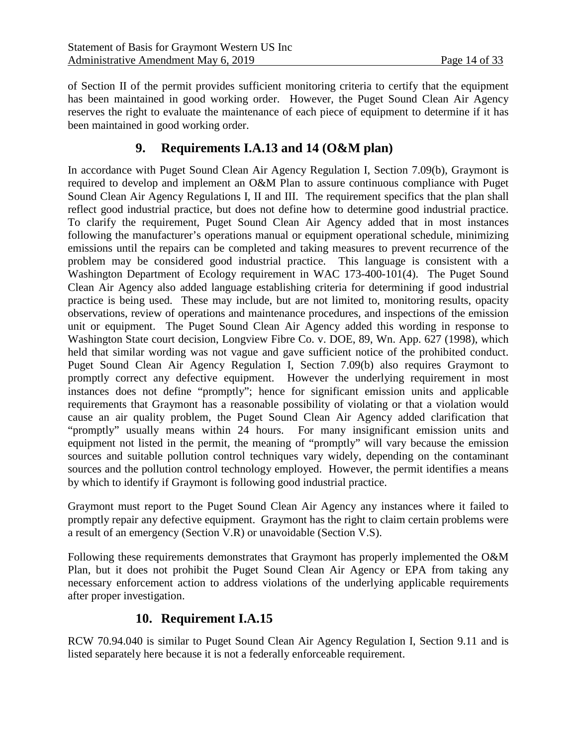of Section II of the permit provides sufficient monitoring criteria to certify that the equipment has been maintained in good working order. However, the Puget Sound Clean Air Agency reserves the right to evaluate the maintenance of each piece of equipment to determine if it has been maintained in good working order.

## 9. Requirements I.A.13 and 14 (O&M plan)

In accordance with Puget Sound Clean Air Agency Regulation I, Section 7.09(b), Graymont is required to develop and implement an O&M Plan to assure continuous compliance with Puget Sound Clean Air Agency Regulations I, II and III. The requirement specifics that the plan shall reflect good industrial practice, but does not define how to determine good industrial practice. To clarify the requirement, Puget Sound Clean Air Agency added that in most instances following the manufacturer's operations manual or equipment operational schedule, minimizing emissions until the repairs can be completed and taking measures to prevent recurrence of the problem may be considered good industrial practice. This language is consistent with a Washington Department of Ecology requirement in WAC 173-400-101(4). The Puget Sound Clean Air Agency also added language establishing criteria for determining if good industrial practice is being used. These may include, but are not limited to, monitoring results, opacity observations, review of operations and maintenance procedures, and inspections of the emission unit or equipment. The Puget Sound Clean Air Agency added this wording in response to Washington State court decision, Longview Fibre Co. v. DOE, 89, Wn. App. 627 (1998), which held that similar wording was not vague and gave sufficient notice of the prohibited conduct. Puget Sound Clean Air Agency Regulation I, Section 7.09(b) also requires Graymont to promptly correct any defective equipment. However the underlying requirement in most instances does not define "promptly"; hence for significant emission units and applicable requirements that Graymont has a reasonable possibility of violating or that a violation would cause an air quality problem, the Puget Sound Clean Air Agency added clarification that "promptly" usually means within 24 hours. For many insignificant emission units and equipment not listed in the permit, the meaning of "promptly" will vary because the emission sources and suitable pollution control techniques vary widely, depending on the contaminant sources and the pollution control technology employed. However, the permit identifies a means by which to identify if Graymont is following good industrial practice.

Graymont must report to the Puget Sound Clean Air Agency any instances where it failed to promptly repair any defective equipment. Graymont has the right to claim certain problems were a result of an emergency (Section V.R) or unavoidable (Section V.S).

Following these requirements demonstrates that Graymont has properly implemented the O&M Plan, but it does not prohibit the Puget Sound Clean Air Agency or EPA from taking any necessary enforcement action to address violations of the underlying applicable requirements after proper investigation.

## 10. Requirement I.A.15

RCW 70.94.040 is similar to Puget Sound Clean Air Agency Regulation I, Section 9.11 and is listed separately here because it is not a federally enforceable requirement.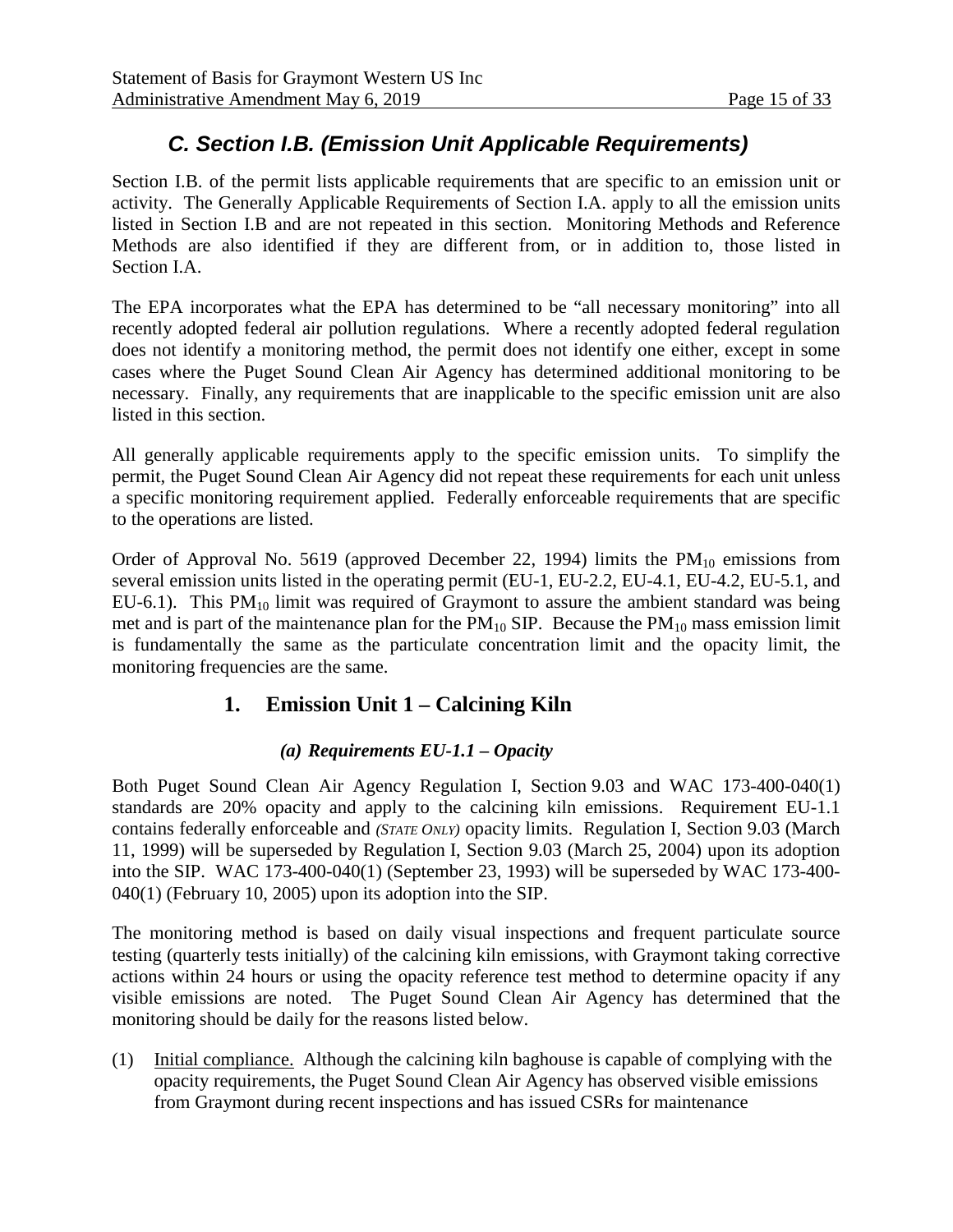## C. Section I.B. (Emission Unit Applicable Requirements)

Section I.B. of the permit lists applicable requirements that are specific to an emission unit or activity. The Generally Applicable Requirements of Section I.A. apply to all the emission units listed in Section I.B and are not repeated in this section. Monitoring Methods and Reference Methods are also identified if they are different from, or in addition to, those listed in Section I.A.

The EPA incorporates what the EPA has determined to be "all necessary monitoring" into all recently adopted federal air pollution regulations. Where a recently adopted federal regulation does not identify a monitoring method, the permit does not identify one either, except in some cases where the Puget Sound Clean Air Agency has determined additional monitoring to be necessary. Finally, any requirements that are inapplicable to the specific emission unit are also listed in this section.

All generally applicable requirements apply to the specific emission units. To simplify the permit, the Puget Sound Clean Air Agency did not repeat these requirements for each unit unless a specific monitoring requirement applied. Federally enforceable requirements that are specific to the operations are listed.

Order of Approval No. 5619 (approved December 22, 1994) limits the $PM_{10}$ emissions from several emission units listed in the operating permit (EU-1, EU-2.2, EU-4.1, EU-4.2, EU-5.1, and EU-6.1). This $PM_{10}$ limit was required of Graymont to assure the ambient standard was being met and is part of the maintenance plan for the $PM_{10}$ SIP. Because the $PM_{10}$ mass emission limit is fundamentally the same as the particulate concentration limit and the opacity limit, the monitoring frequencies are the same.

### 1. Emission Unit 1 – Calcining Kiln

#### *(a) Requirements EU-1.1 – Opacity*

Both Puget Sound Clean Air Agency Regulation I, Section 9.03 and WAC 173-400-040(1) standards are 20% opacity and apply to the calcining kiln emissions. Requirement EU-1.1 contains federally enforceable and *(STATE ONLY)* opacity limits. Regulation I, Section 9.03 (March 11, 1999) will be superseded by Regulation I, Section 9.03 (March 25, 2004) upon its adoption into the SIP. WAC 173-400-040(1) (September 23, 1993) will be superseded by WAC 173-400-040(1) (February 10, 2005) upon its adoption into the SIP.

The monitoring method is based on daily visual inspections and frequent particulate source testing (quarterly tests initially) of the calcining kiln emissions, with Graymont taking corrective actions within 24 hours or using the opacity reference test method to determine opacity if any visible emissions are noted. The Puget Sound Clean Air Agency has determined that the monitoring should be daily for the reasons listed below.

(1) Initial compliance. Although the calcining kiln baghouse is capable of complying with the opacity requirements, the Puget Sound Clean Air Agency has observed visible emissions from Graymont during recent inspections and has issued CSRs for maintenance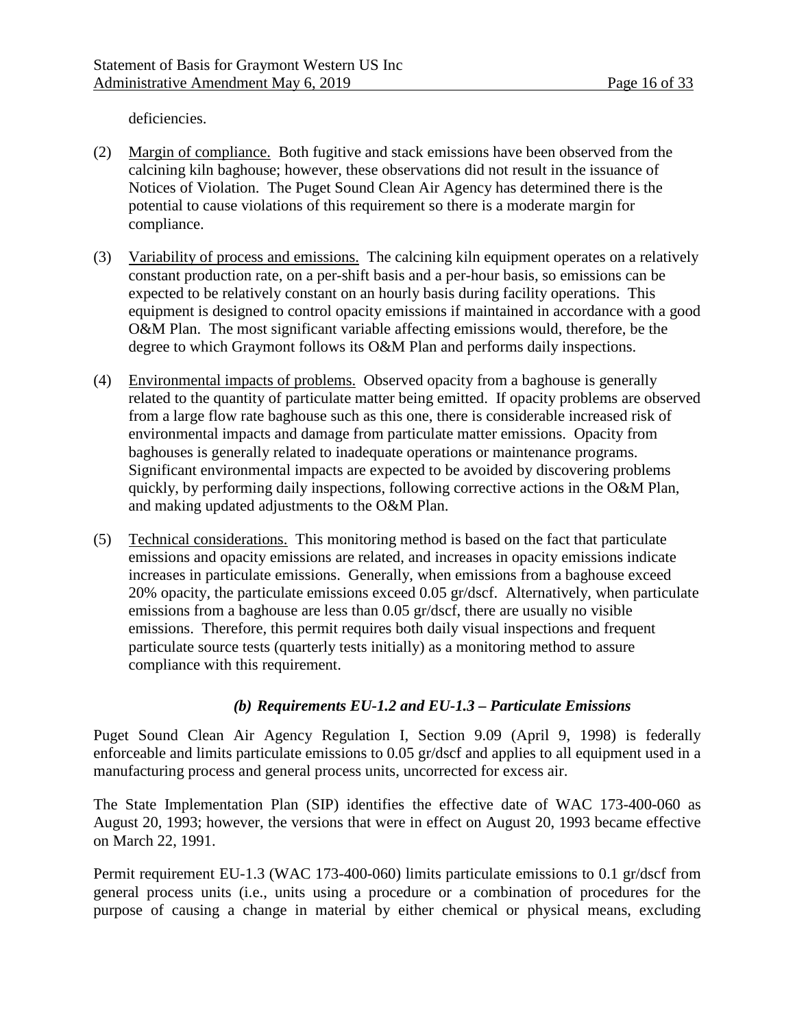deficiencies.

(2) Margin of compliance. Both fugitive and stack emissions have been observed from the calcining kiln baghouse; however, these observations did not result in the issuance of Notices of Violation. The Puget Sound Clean Air Agency has determined there is the potential to cause violations of this requirement so there is a moderate margin for compliance.

(3) Variability of process and emissions. The calcining kiln equipment operates on a relatively constant production rate, on a per-shift basis and a per-hour basis, so emissions can be expected to be relatively constant on an hourly basis during facility operations. This equipment is designed to control opacity emissions if maintained in accordance with a good O&M Plan. The most significant variable affecting emissions would, therefore, be the degree to which Graymont follows its O&M Plan and performs daily inspections.

(4) Environmental impacts of problems. Observed opacity from a baghouse is generally related to the quantity of particulate matter being emitted. If opacity problems are observed from a large flow rate baghouse such as this one, there is considerable increased risk of environmental impacts and damage from particulate matter emissions. Opacity from baghouses is generally related to inadequate operations or maintenance programs. Significant environmental impacts are expected to be avoided by discovering problems quickly, by performing daily inspections, following corrective actions in the O&M Plan, and making updated adjustments to the O&M Plan.

(5) Technical considerations. This monitoring method is based on the fact that particulate emissions and opacity emissions are related, and increases in opacity emissions indicate increases in particulate emissions. Generally, when emissions from a baghouse exceed 20% opacity, the particulate emissions exceed 0.05 gr/dscf. Alternatively, when particulate emissions from a baghouse are less than 0.05 gr/dscf, there are usually no visible emissions. Therefore, this permit requires both daily visual inspections and frequent particulate source tests (quarterly tests initially) as a monitoring method to assure compliance with this requirement.

### *(b) Requirements EU-1.2 and EU-1.3 – Particulate Emissions*

Puget Sound Clean Air Agency Regulation I, Section 9.09 (April 9, 1998) is federally enforceable and limits particulate emissions to 0.05 gr/dscf and applies to all equipment used in a manufacturing process and general process units, uncorrected for excess air.

The State Implementation Plan (SIP) identifies the effective date of WAC 173-400-060 as August 20, 1993; however, the versions that were in effect on August 20, 1993 became effective on March 22, 1991.

Permit requirement EU-1.3 (WAC 173-400-060) limits particulate emissions to 0.1 gr/dscf from general process units (i.e., units using a procedure or a combination of procedures for the purpose of causing a change in material by either chemical or physical means, excluding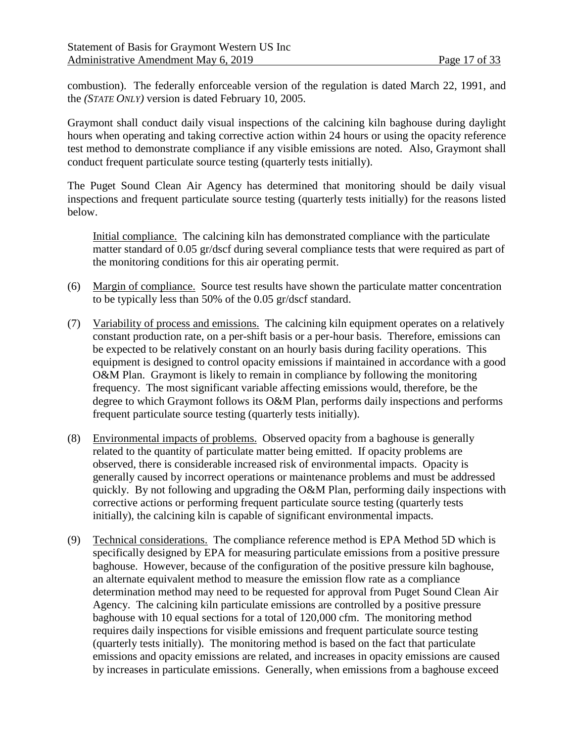combustion). The federally enforceable version of the regulation is dated March 22, 1991, and the *(STATE ONLY)* version is dated February 10, 2005.

Graymont shall conduct daily visual inspections of the calcining kiln baghouse during daylight hours when operating and taking corrective action within 24 hours or using the opacity reference test method to demonstrate compliance if any visible emissions are noted. Also, Graymont shall conduct frequent particulate source testing (quarterly tests initially).

The Puget Sound Clean Air Agency has determined that monitoring should be daily visual inspections and frequent particulate source testing (quarterly tests initially) for the reasons listed below.

Initial compliance. The calcining kiln has demonstrated compliance with the particulate matter standard of 0.05 gr/dscf during several compliance tests that were required as part of the monitoring conditions for this air operating permit.

(6) Margin of compliance. Source test results have shown the particulate matter concentration to be typically less than 50% of the 0.05 gr/dscf standard.

(7) Variability of process and emissions. The calcining kiln equipment operates on a relatively constant production rate, on a per-shift basis or a per-hour basis. Therefore, emissions can be expected to be relatively constant on an hourly basis during facility operations. This equipment is designed to control opacity emissions if maintained in accordance with a good O&M Plan. Graymont is likely to remain in compliance by following the monitoring frequency. The most significant variable affecting emissions would, therefore, be the degree to which Graymont follows its O&M Plan, performs daily inspections and performs frequent particulate source testing (quarterly tests initially).

(8) Environmental impacts of problems. Observed opacity from a baghouse is generally related to the quantity of particulate matter being emitted. If opacity problems are observed, there is considerable increased risk of environmental impacts. Opacity is generally caused by incorrect operations or maintenance problems and must be addressed quickly. By not following and upgrading the O&M Plan, performing daily inspections with corrective actions or performing frequent particulate source testing (quarterly tests initially), the calcining kiln is capable of significant environmental impacts.

(9) Technical considerations. The compliance reference method is EPA Method 5D which is specifically designed by EPA for measuring particulate emissions from a positive pressure baghouse. However, because of the configuration of the positive pressure kiln baghouse, an alternate equivalent method to measure the emission flow rate as a compliance determination method may need to be requested for approval from Puget Sound Clean Air Agency. The calcining kiln particulate emissions are controlled by a positive pressure baghouse with 10 equal sections for a total of 120,000 cfm. The monitoring method requires daily inspections for visible emissions and frequent particulate source testing (quarterly tests initially). The monitoring method is based on the fact that particulate emissions and opacity emissions are related, and increases in opacity emissions are caused by increases in particulate emissions. Generally, when emissions from a baghouse exceed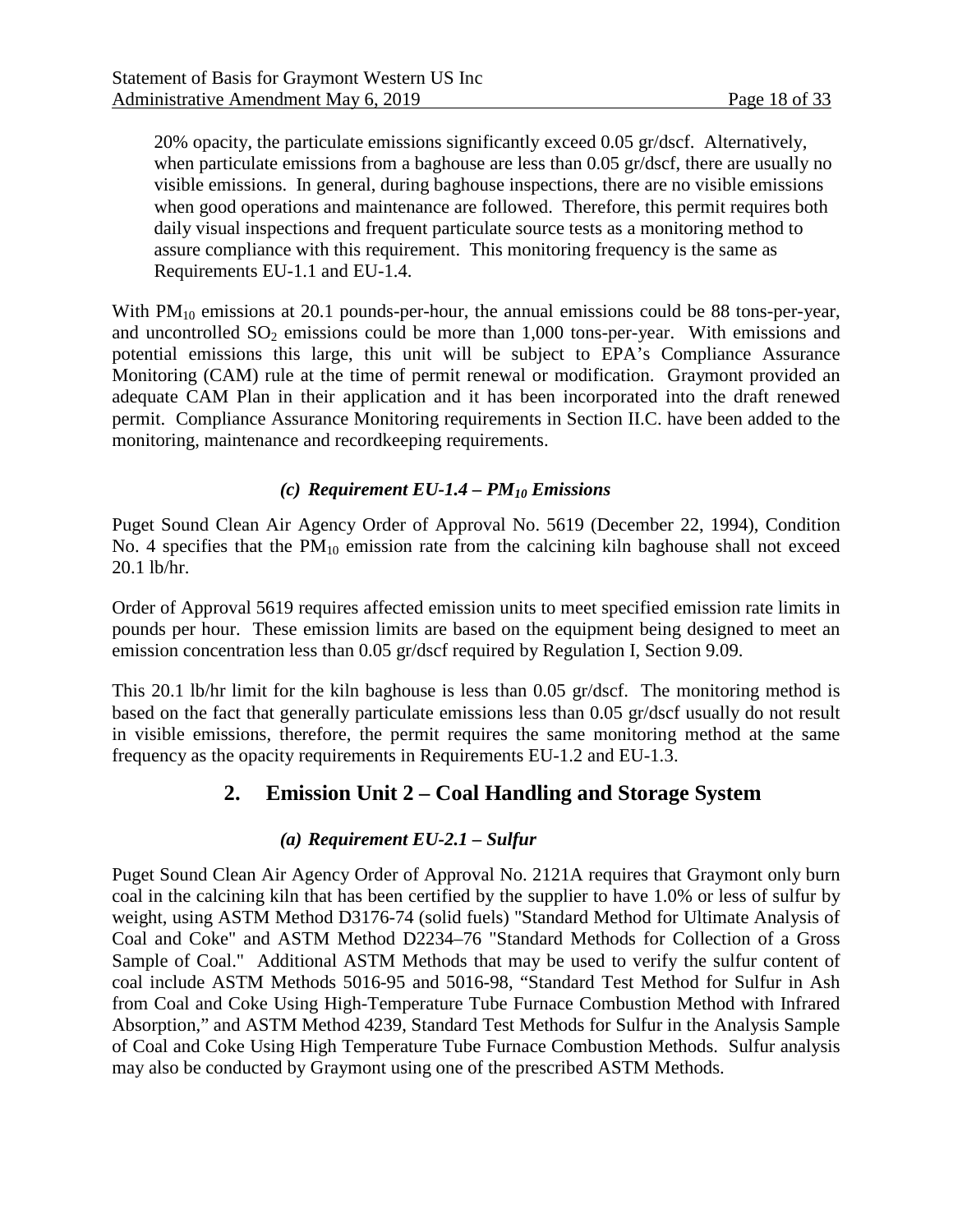20% opacity, the particulate emissions significantly exceed 0.05 gr/dscf. Alternatively, when particulate emissions from a baghouse are less than 0.05 gr/dscf, there are usually no visible emissions. In general, during baghouse inspections, there are no visible emissions when good operations and maintenance are followed. Therefore, this permit requires both daily visual inspections and frequent particulate source tests as a monitoring method to assure compliance with this requirement. This monitoring frequency is the same as Requirements EU-1.1 and EU-1.4.

With $PM_{10}$ emissions at 20.1 pounds-per-hour, the annual emissions could be 88 tons-per-year, and uncontrolled $SO_2$ emissions could be more than 1,000 tons-per-year. With emissions and potential emissions this large, this unit will be subject to EPA's Compliance Assurance Monitoring (CAM) rule at the time of permit renewal or modification. Graymont provided an adequate CAM Plan in their application and it has been incorporated into the draft renewed permit. Compliance Assurance Monitoring requirements in Section II.C. have been added to the monitoring, maintenance and recordkeeping requirements.

#### *(c) Requirement EU-1.4 – $PM_{10}$ Emissions*

Puget Sound Clean Air Agency Order of Approval No. 5619 (December 22, 1994), Condition No. 4 specifies that the $PM_{10}$ emission rate from the calcining kiln baghouse shall not exceed 20.1 lb/hr.

Order of Approval 5619 requires affected emission units to meet specified emission rate limits in pounds per hour. These emission limits are based on the equipment being designed to meet an emission concentration less than 0.05 gr/dscf required by Regulation I, Section 9.09.

This 20.1 lb/hr limit for the kiln baghouse is less than 0.05 gr/dscf. The monitoring method is based on the fact that generally particulate emissions less than 0.05 gr/dscf usually do not result in visible emissions, therefore, the permit requires the same monitoring method at the same frequency as the opacity requirements in Requirements EU-1.2 and EU-1.3.

### 2. Emission Unit 2 – Coal Handling and Storage System

#### *(a) Requirement EU-2.1 – Sulfur*

Puget Sound Clean Air Agency Order of Approval No. 2121A requires that Graymont only burn coal in the calcining kiln that has been certified by the supplier to have 1.0% or less of sulfur by weight, using ASTM Method D3176-74 (solid fuels) "Standard Method for Ultimate Analysis of Coal and Coke" and ASTM Method D2234–76 "Standard Methods for Collection of a Gross Sample of Coal." Additional ASTM Methods that may be used to verify the sulfur content of coal include ASTM Methods 5016-95 and 5016-98, "Standard Test Method for Sulfur in Ash from Coal and Coke Using High-Temperature Tube Furnace Combustion Method with Infrared Absorption," and ASTM Method 4239, Standard Test Methods for Sulfur in the Analysis Sample of Coal and Coke Using High Temperature Tube Furnace Combustion Methods. Sulfur analysis may also be conducted by Graymont using one of the prescribed ASTM Methods.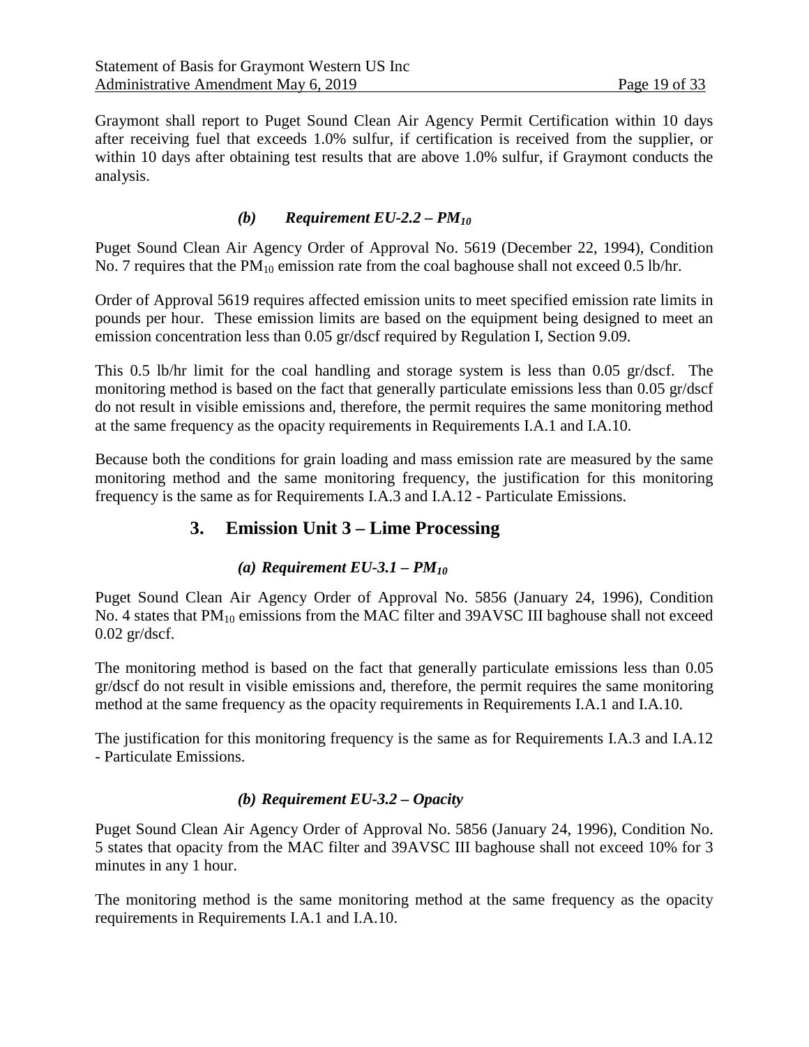Graymont shall report to Puget Sound Clean Air Agency Permit Certification within 10 days after receiving fuel that exceeds 1.0% sulfur, if certification is received from the supplier, or within 10 days after obtaining test results that are above 1.0% sulfur, if Graymont conducts the analysis.

#### *(b) Requirement EU-2.2 – $PM_{10}$*

Puget Sound Clean Air Agency Order of Approval No. 5619 (December 22, 1994), Condition No. 7 requires that the $PM_{10}$ emission rate from the coal baghouse shall not exceed 0.5 lb/hr.

Order of Approval 5619 requires affected emission units to meet specified emission rate limits in pounds per hour. These emission limits are based on the equipment being designed to meet an emission concentration less than 0.05 gr/dscf required by Regulation I, Section 9.09.

This 0.5 lb/hr limit for the coal handling and storage system is less than 0.05 gr/dscf. The monitoring method is based on the fact that generally particulate emissions less than 0.05 gr/dscf do not result in visible emissions and, therefore, the permit requires the same monitoring method at the same frequency as the opacity requirements in Requirements I.A.1 and I.A.10.

Because both the conditions for grain loading and mass emission rate are measured by the same monitoring method and the same monitoring frequency, the justification for this monitoring frequency is the same as for Requirements I.A.3 and I.A.12 - Particulate Emissions.

## 3. Emission Unit 3 – Lime Processing

#### *(a) Requirement EU-3.1 – $PM_{10}$*

Puget Sound Clean Air Agency Order of Approval No. 5856 (January 24, 1996), Condition No. 4 states that $PM_{10}$ emissions from the MAC filter and 39AVSC III baghouse shall not exceed 0.02 gr/dscf.

The monitoring method is based on the fact that generally particulate emissions less than 0.05 gr/dscf do not result in visible emissions and, therefore, the permit requires the same monitoring method at the same frequency as the opacity requirements in Requirements I.A.1 and I.A.10.

The justification for this monitoring frequency is the same as for Requirements I.A.3 and I.A.12 - Particulate Emissions.

#### *(b) Requirement EU-3.2 – Opacity*

Puget Sound Clean Air Agency Order of Approval No. 5856 (January 24, 1996), Condition No. 5 states that opacity from the MAC filter and 39AVSC III baghouse shall not exceed 10% for 3 minutes in any 1 hour.

The monitoring method is the same monitoring method at the same frequency as the opacity requirements in Requirements I.A.1 and I.A.10.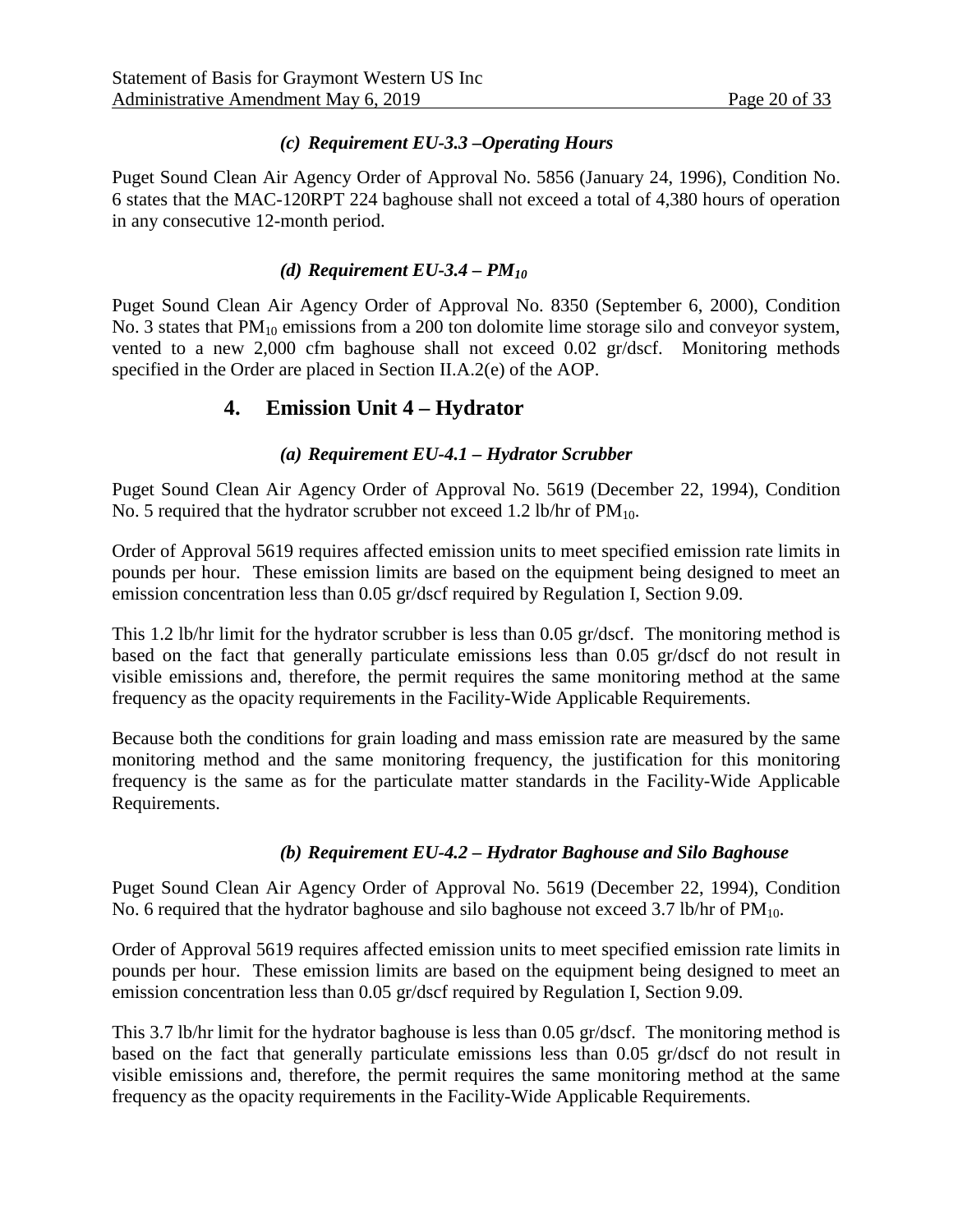#### *(c) Requirement EU-3.3 –Operating Hours*

Puget Sound Clean Air Agency Order of Approval No. 5856 (January 24, 1996), Condition No. 6 states that the MAC-120RPT 224 baghouse shall not exceed a total of 4,380 hours of operation in any consecutive 12-month period.

#### *(d) Requirement EU-3.4 – $PM_{10}$*

Puget Sound Clean Air Agency Order of Approval No. 8350 (September 6, 2000), Condition No. 3 states that $PM_{10}$ emissions from a 200 ton dolomite lime storage silo and conveyor system, vented to a new 2,000 cfm baghouse shall not exceed 0.02 gr/dscf. Monitoring methods specified in the Order are placed in Section II.A.2(e) of the AOP.

## 4. Emission Unit 4 – Hydrator

#### *(a) Requirement EU-4.1 – Hydrator Scrubber*

Puget Sound Clean Air Agency Order of Approval No. 5619 (December 22, 1994), Condition No. 5 required that the hydrator scrubber not exceed 1.2 lb/hr of $PM_{10}$.

Order of Approval 5619 requires affected emission units to meet specified emission rate limits in pounds per hour. These emission limits are based on the equipment being designed to meet an emission concentration less than 0.05 gr/dscf required by Regulation I, Section 9.09.

This 1.2 lb/hr limit for the hydrator scrubber is less than 0.05 gr/dscf. The monitoring method is based on the fact that generally particulate emissions less than 0.05 gr/dscf do not result in visible emissions and, therefore, the permit requires the same monitoring method at the same frequency as the opacity requirements in the Facility-Wide Applicable Requirements.

Because both the conditions for grain loading and mass emission rate are measured by the same monitoring method and the same monitoring frequency, the justification for this monitoring frequency is the same as for the particulate matter standards in the Facility-Wide Applicable Requirements.

#### *(b) Requirement EU-4.2 – Hydrator Baghouse and Silo Baghouse*

Puget Sound Clean Air Agency Order of Approval No. 5619 (December 22, 1994), Condition No. 6 required that the hydrator baghouse and silo baghouse not exceed 3.7 lb/hr of $PM_{10}$.

Order of Approval 5619 requires affected emission units to meet specified emission rate limits in pounds per hour. These emission limits are based on the equipment being designed to meet an emission concentration less than 0.05 gr/dscf required by Regulation I, Section 9.09.

This 3.7 lb/hr limit for the hydrator baghouse is less than 0.05 gr/dscf. The monitoring method is based on the fact that generally particulate emissions less than 0.05 gr/dscf do not result in visible emissions and, therefore, the permit requires the same monitoring method at the same frequency as the opacity requirements in the Facility-Wide Applicable Requirements.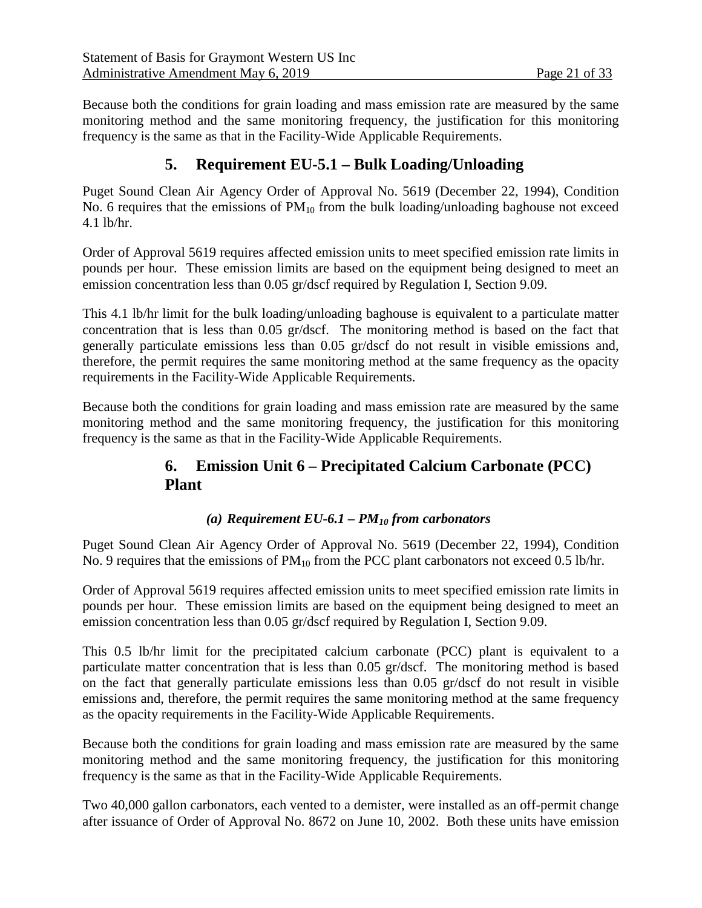Because both the conditions for grain loading and mass emission rate are measured by the same monitoring method and the same monitoring frequency, the justification for this monitoring frequency is the same as that in the Facility-Wide Applicable Requirements.

## 5. Requirement EU-5.1 – Bulk Loading/Unloading

Puget Sound Clean Air Agency Order of Approval No. 5619 (December 22, 1994), Condition No. 6 requires that the emissions of $PM_{10}$ from the bulk loading/unloading baghouse not exceed 4.1 lb/hr.

Order of Approval 5619 requires affected emission units to meet specified emission rate limits in pounds per hour. These emission limits are based on the equipment being designed to meet an emission concentration less than 0.05 gr/dscf required by Regulation I, Section 9.09.

This 4.1 lb/hr limit for the bulk loading/unloading baghouse is equivalent to a particulate matter concentration that is less than 0.05 gr/dscf. The monitoring method is based on the fact that generally particulate emissions less than 0.05 gr/dscf do not result in visible emissions and, therefore, the permit requires the same monitoring method at the same frequency as the opacity requirements in the Facility-Wide Applicable Requirements.

Because both the conditions for grain loading and mass emission rate are measured by the same monitoring method and the same monitoring frequency, the justification for this monitoring frequency is the same as that in the Facility-Wide Applicable Requirements.

## 6. Emission Unit 6 – Precipitated Calcium Carbonate (PCC) Plant

### *(a) Requirement EU-6.1 – $PM_{10}$ from carbonators*

Puget Sound Clean Air Agency Order of Approval No. 5619 (December 22, 1994), Condition No. 9 requires that the emissions of $PM_{10}$ from the PCC plant carbonators not exceed 0.5 lb/hr.

Order of Approval 5619 requires affected emission units to meet specified emission rate limits in pounds per hour. These emission limits are based on the equipment being designed to meet an emission concentration less than 0.05 gr/dscf required by Regulation I, Section 9.09.

This 0.5 lb/hr limit for the precipitated calcium carbonate (PCC) plant is equivalent to a particulate matter concentration that is less than 0.05 gr/dscf. The monitoring method is based on the fact that generally particulate emissions less than 0.05 gr/dscf do not result in visible emissions and, therefore, the permit requires the same monitoring method at the same frequency as the opacity requirements in the Facility-Wide Applicable Requirements.

Because both the conditions for grain loading and mass emission rate are measured by the same monitoring method and the same monitoring frequency, the justification for this monitoring frequency is the same as that in the Facility-Wide Applicable Requirements.

Two 40,000 gallon carbonators, each vented to a demister, were installed as an off-permit change after issuance of Order of Approval No. 8672 on June 10, 2002. Both these units have emission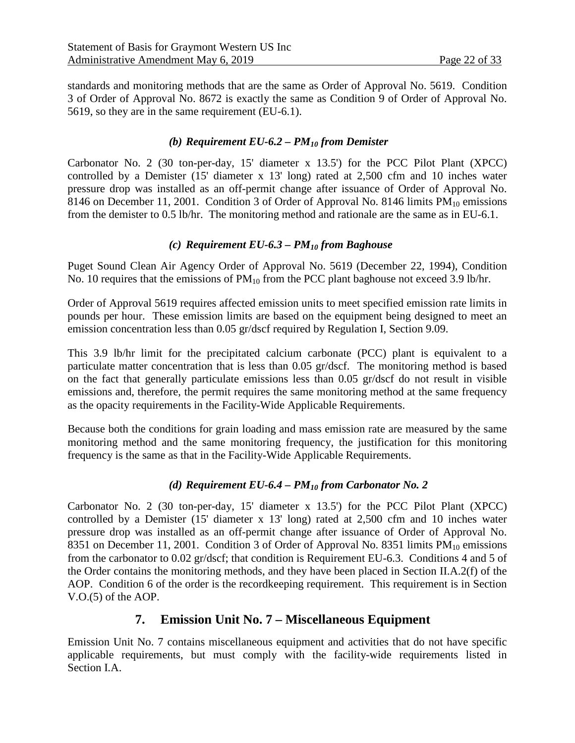standards and monitoring methods that are the same as Order of Approval No. 5619. Condition 3 of Order of Approval No. 8672 is exactly the same as Condition 9 of Order of Approval No. 5619, so they are in the same requirement (EU-6.1).

#### *(b) Requirement EU-6.2 – $PM_{10}$ from Demister*

Carbonator No. 2 (30 ton-per-day, 15' diameter x 13.5') for the PCC Pilot Plant (XPCC) controlled by a Demister (15' diameter x 13' long) rated at 2,500 cfm and 10 inches water pressure drop was installed as an off-permit change after issuance of Order of Approval No. 8146 on December 11, 2001. Condition 3 of Order of Approval No. 8146 limits $PM_{10}$ emissions from the demister to 0.5 lb/hr. The monitoring method and rationale are the same as in EU-6.1.

#### *(c) Requirement EU-6.3 – $PM_{10}$ from Baghouse*

Puget Sound Clean Air Agency Order of Approval No. 5619 (December 22, 1994), Condition No. 10 requires that the emissions of $PM_{10}$ from the PCC plant baghouse not exceed 3.9 lb/hr.

Order of Approval 5619 requires affected emission units to meet specified emission rate limits in pounds per hour. These emission limits are based on the equipment being designed to meet an emission concentration less than 0.05 gr/dscf required by Regulation I, Section 9.09.

This 3.9 lb/hr limit for the precipitated calcium carbonate (PCC) plant is equivalent to a particulate matter concentration that is less than 0.05 gr/dscf. The monitoring method is based on the fact that generally particulate emissions less than 0.05 gr/dscf do not result in visible emissions and, therefore, the permit requires the same monitoring method at the same frequency as the opacity requirements in the Facility-Wide Applicable Requirements.

Because both the conditions for grain loading and mass emission rate are measured by the same monitoring method and the same monitoring frequency, the justification for this monitoring frequency is the same as that in the Facility-Wide Applicable Requirements.

#### *(d) Requirement EU-6.4 – $PM_{10}$ from Carbonator No. 2*

Carbonator No. 2 (30 ton-per-day, 15' diameter x 13.5') for the PCC Pilot Plant (XPCC) controlled by a Demister (15' diameter x 13' long) rated at 2,500 cfm and 10 inches water pressure drop was installed as an off-permit change after issuance of Order of Approval No. 8351 on December 11, 2001. Condition 3 of Order of Approval No. 8351 limits $PM_{10}$ emissions from the carbonator to 0.02 gr/dscf; that condition is Requirement EU-6.3. Conditions 4 and 5 of the Order contains the monitoring methods, and they have been placed in Section II.A.2(f) of the AOP. Condition 6 of the order is the recordkeeping requirement. This requirement is in Section V.O.(5) of the AOP.

## 7. Emission Unit No. 7 – Miscellaneous Equipment

Emission Unit No. 7 contains miscellaneous equipment and activities that do not have specific applicable requirements, but must comply with the facility-wide requirements listed in Section I.A.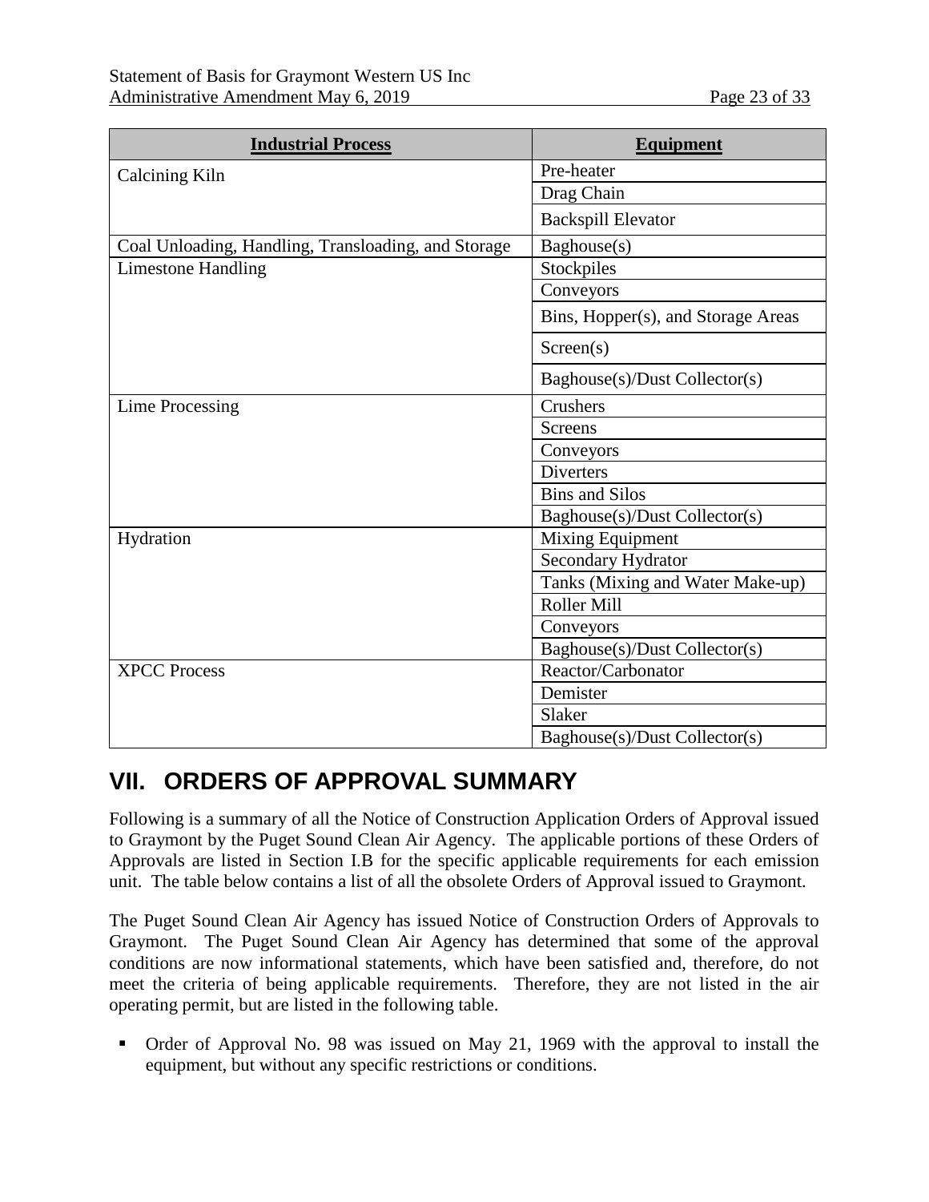| Industrial Process | Equipment |
|---|---|
| Calcining Kiln | Pre-heater |
| | Drag Chain |
| | Backspill Elevator |
| Coal Unloading, Handling, Transloading, and Storage | Baghouse(s) |
| Limestone Handling | Stockpiles |
| | Conveyors |
| | Bins, Hopper(s), and Storage Areas |
| | Screen(s) |
| | Baghouse(s)/Dust Collector(s) |
| Lime Processing | Crushers |
| | Screens |
| | Conveyors |
| | Diverters |
| | Bins and Silos |
| | Baghouse(s)/Dust Collector(s) |
| Hydration | Mixing Equipment |
| | Secondary Hydrator |
| | Tanks (Mixing and Water Make-up) |
| | Roller Mill |
| | Conveyors |
| | Baghouse(s)/Dust Collector(s) |
| XPCC Process | Reactor/Carbonator |
| | Demister |
| | Slaker |
| | Baghouse(s)/Dust Collector(s) |

# VII. ORDERS OF APPROVAL SUMMARY

Following is a summary of all the Notice of Construction Application Orders of Approval issued to Graymont by the Puget Sound Clean Air Agency. The applicable portions of these Orders of Approvals are listed in Section I.B for the specific applicable requirements for each emission unit. The table below contains a list of all the obsolete Orders of Approval issued to Graymont.

The Puget Sound Clean Air Agency has issued Notice of Construction Orders of Approvals to Graymont. The Puget Sound Clean Air Agency has determined that some of the approval conditions are now informational statements, which have been satisfied and, therefore, do not meet the criteria of being applicable requirements. Therefore, they are not listed in the air operating permit, but are listed in the following table.

- Order of Approval No. 98 was issued on May 21, 1969 with the approval to install the equipment, but without any specific restrictions or conditions.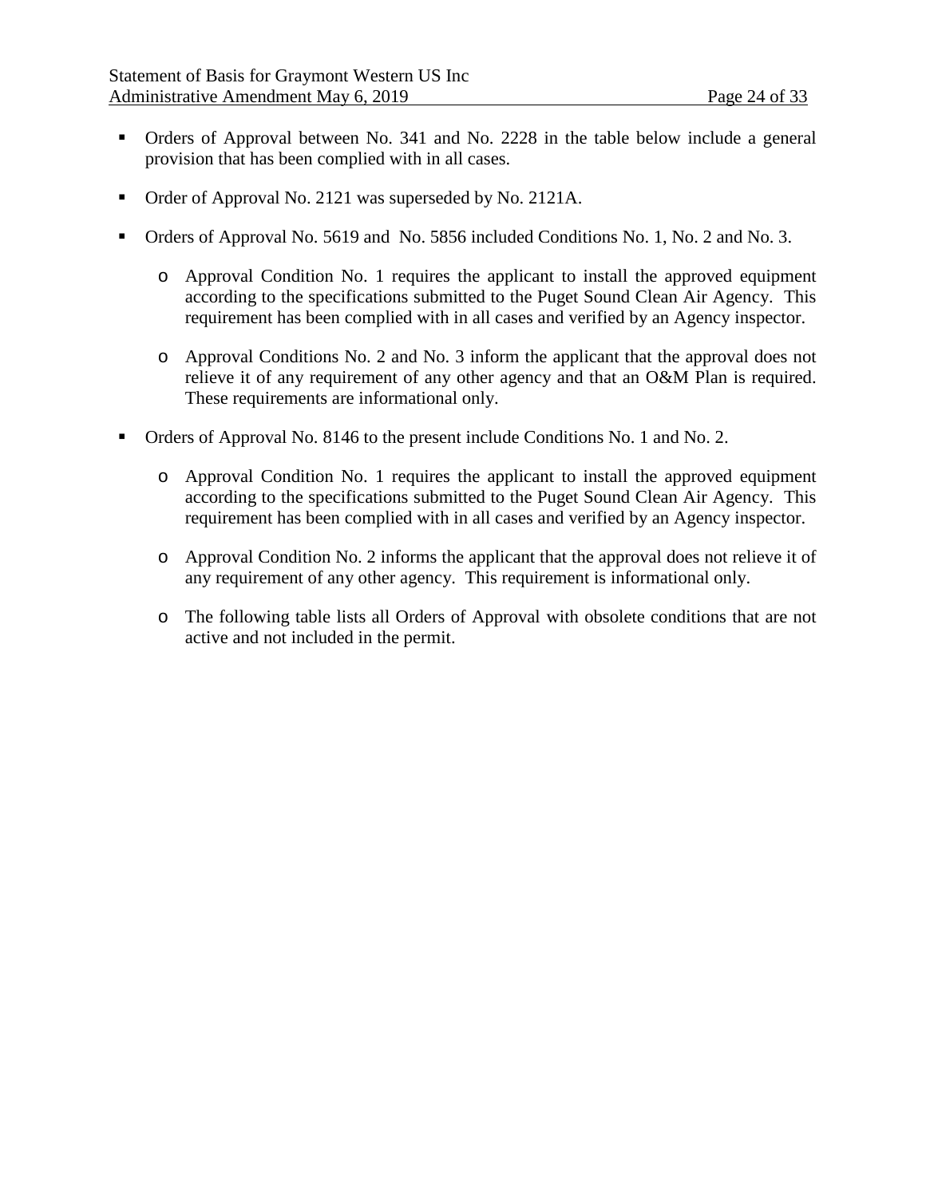- Orders of Approval between No. 341 and No. 2228 in the table below include a general provision that has been complied with in all cases.

- Order of Approval No. 2121 was superseded by No. 2121A.

- Orders of Approval No. 5619 and No. 5856 included Conditions No. 1, No. 2 and No. 3.

  - Approval Condition No. 1 requires the applicant to install the approved equipment according to the specifications submitted to the Puget Sound Clean Air Agency. This requirement has been complied with in all cases and verified by an Agency inspector.

  - Approval Conditions No. 2 and No. 3 inform the applicant that the approval does not relieve it of any requirement of any other agency and that an O&M Plan is required. These requirements are informational only.

- Orders of Approval No. 8146 to the present include Conditions No. 1 and No. 2.

  - Approval Condition No. 1 requires the applicant to install the approved equipment according to the specifications submitted to the Puget Sound Clean Air Agency. This requirement has been complied with in all cases and verified by an Agency inspector.

  - Approval Condition No. 2 informs the applicant that the approval does not relieve it of any requirement of any other agency. This requirement is informational only.

  - The following table lists all Orders of Approval with obsolete conditions that are not active and not included in the permit.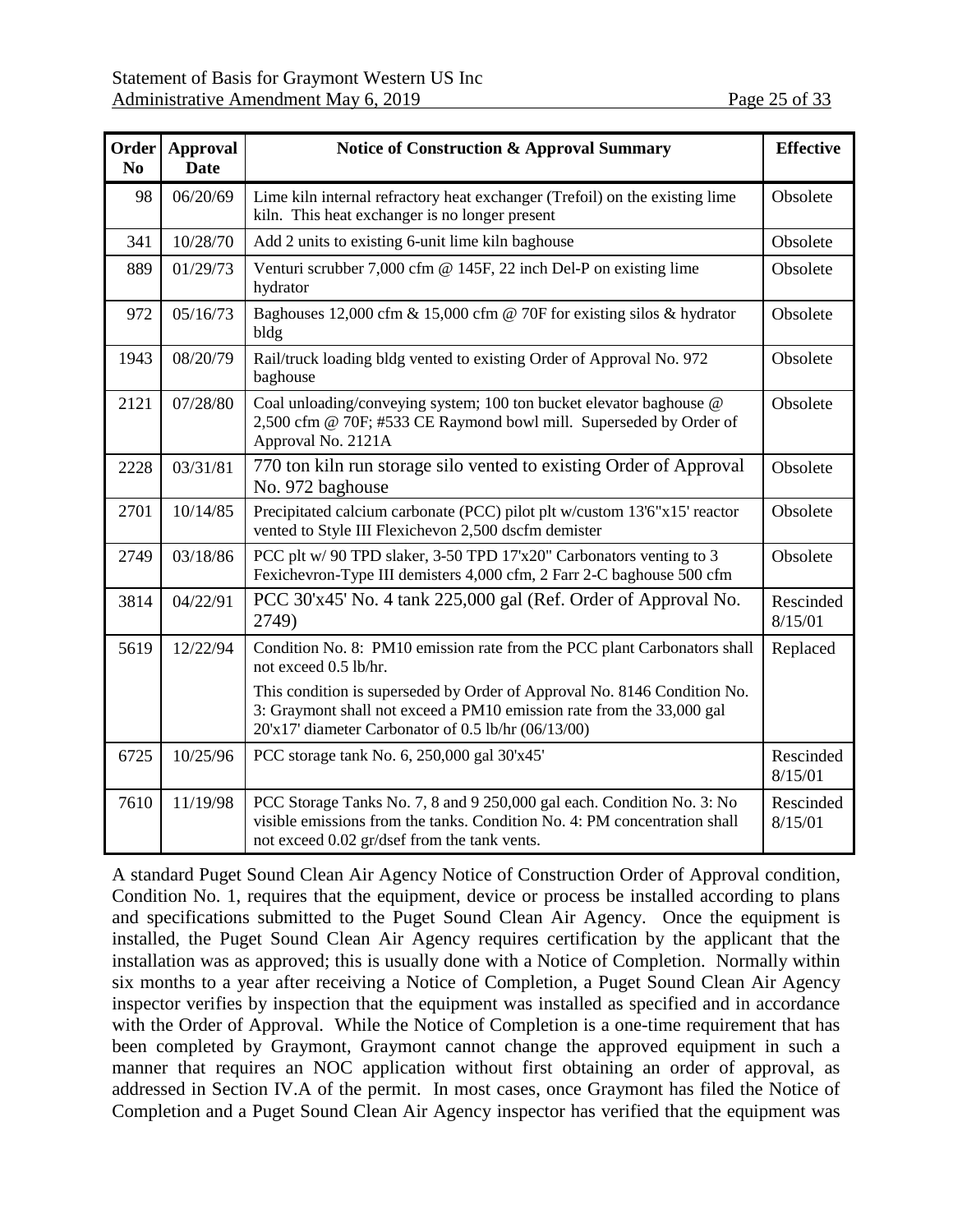| Order No | Approval Date | Notice of Construction & Approval Summary | Effective |
|---|---|---|---|
| 98 | 06/20/69 | Lime kiln internal refractory heat exchanger (Trefoil) on the existing lime kiln. This heat exchanger is no longer present | Obsolete |
| 341 | 10/28/70 | Add 2 units to existing 6-unit lime kiln baghouse | Obsolete |
| 889 | 01/29/73 | Venturi scrubber 7,000 cfm @ 145F, 22 inch Del-P on existing lime hydrator | Obsolete |
| 972 | 05/16/73 | Baghouses 12,000 cfm & 15,000 cfm @ 70F for existing silos & hydrator bldg | Obsolete |
| 1943 | 08/20/79 | Rail/truck loading bldg vented to existing Order of Approval No. 972 baghouse | Obsolete |
| 2121 | 07/28/80 | Coal unloading/conveying system; 100 ton bucket elevator baghouse @ 2,500 cfm @ 70F; #533 CE Raymond bowl mill. Superseded by Order of Approval No. 2121A | Obsolete |
| 2228 | 03/31/81 | 770 ton kiln run storage silo vented to existing Order of Approval No. 972 baghouse | Obsolete |
| 2701 | 10/14/85 | Precipitated calcium carbonate (PCC) pilot plt w/custom 13'6"x15' reactor vented to Style III Flexichevon 2,500 dscfm demister | Obsolete |
| 2749 | 03/18/86 | PCC plt w/ 90 TPD slaker, 3-50 TPD 17'x20" Carbonators venting to 3 Fexichevron-Type III demisters 4,000 cfm, 2 Farr 2-C baghouse 500 cfm | Obsolete |
| 3814 | 04/22/91 | PCC 30'x45' No. 4 tank 225,000 gal (Ref. Order of Approval No. 2749) | Rescinded 8/15/01 |
| 5619 | 12/22/94 | Condition No. 8: PM10 emission rate from the PCC plant Carbonators shall not exceed 0.5 lb/hr.<br><br>This condition is superseded by Order of Approval No. 8146 Condition No. 3: Graymont shall not exceed a PM10 emission rate from the 33,000 gal 20'x17' diameter Carbonator of 0.5 lb/hr (06/13/00) | Replaced |
| 6725 | 10/25/96 | PCC storage tank No. 6, 250,000 gal 30'x45' | Rescinded 8/15/01 |
| 7610 | 11/19/98 | PCC Storage Tanks No. 7, 8 and 9 250,000 gal each. Condition No. 3: No visible emissions from the tanks. Condition No. 4: PM concentration shall not exceed 0.02 gr/dsef from the tank vents. | Rescinded 8/15/01 |

A standard Puget Sound Clean Air Agency Notice of Construction Order of Approval condition, Condition No. 1, requires that the equipment, device or process be installed according to plans and specifications submitted to the Puget Sound Clean Air Agency. Once the equipment is installed, the Puget Sound Clean Air Agency requires certification by the applicant that the installation was as approved; this is usually done with a Notice of Completion. Normally within six months to a year after receiving a Notice of Completion, a Puget Sound Clean Air Agency inspector verifies by inspection that the equipment was installed as specified and in accordance with the Order of Approval. While the Notice of Completion is a one-time requirement that has been completed by Graymont, Graymont cannot change the approved equipment in such a manner that requires an NOC application without first obtaining an order of approval, as addressed in Section IV.A of the permit. In most cases, once Graymont has filed the Notice of Completion and a Puget Sound Clean Air Agency inspector has verified that the equipment was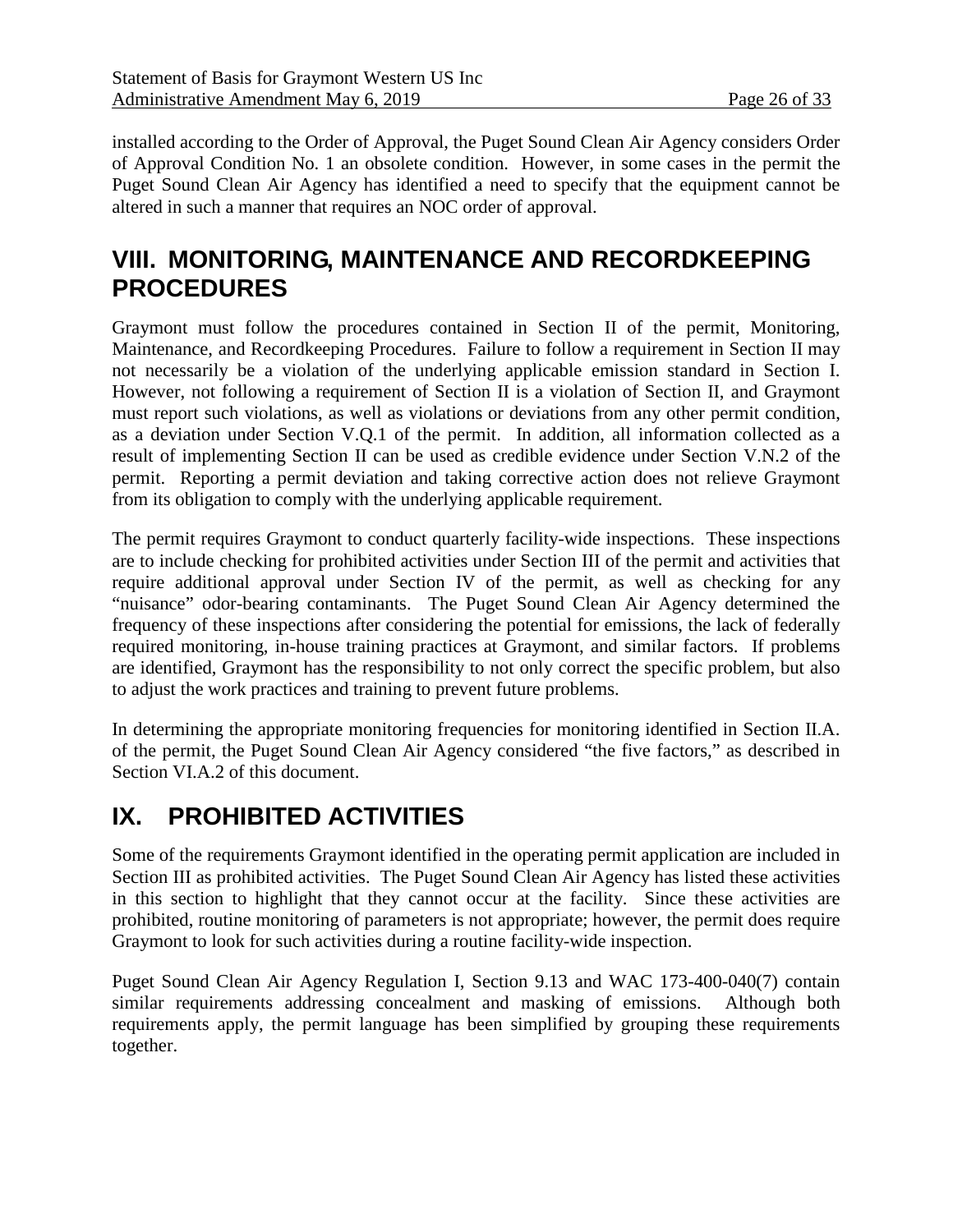installed according to the Order of Approval, the Puget Sound Clean Air Agency considers Order of Approval Condition No. 1 an obsolete condition. However, in some cases in the permit the Puget Sound Clean Air Agency has identified a need to specify that the equipment cannot be altered in such a manner that requires an NOC order of approval.

# VIII. MONITORING, MAINTENANCE AND RECORDKEEPING PROCEDURES

Graymont must follow the procedures contained in Section II of the permit, Monitoring, Maintenance, and Recordkeeping Procedures. Failure to follow a requirement in Section II may not necessarily be a violation of the underlying applicable emission standard in Section I. However, not following a requirement of Section II is a violation of Section II, and Graymont must report such violations, as well as violations or deviations from any other permit condition, as a deviation under Section V.Q.1 of the permit. In addition, all information collected as a result of implementing Section II can be used as credible evidence under Section V.N.2 of the permit. Reporting a permit deviation and taking corrective action does not relieve Graymont from its obligation to comply with the underlying applicable requirement.

The permit requires Graymont to conduct quarterly facility-wide inspections. These inspections are to include checking for prohibited activities under Section III of the permit and activities that require additional approval under Section IV of the permit, as well as checking for any "nuisance" odor-bearing contaminants. The Puget Sound Clean Air Agency determined the frequency of these inspections after considering the potential for emissions, the lack of federally required monitoring, in-house training practices at Graymont, and similar factors. If problems are identified, Graymont has the responsibility to not only correct the specific problem, but also to adjust the work practices and training to prevent future problems.

In determining the appropriate monitoring frequencies for monitoring identified in Section II.A. of the permit, the Puget Sound Clean Air Agency considered "the five factors," as described in Section VI.A.2 of this document.

# IX. PROHIBITED ACTIVITIES

Some of the requirements Graymont identified in the operating permit application are included in Section III as prohibited activities. The Puget Sound Clean Air Agency has listed these activities in this section to highlight that they cannot occur at the facility. Since these activities are prohibited, routine monitoring of parameters is not appropriate; however, the permit does require Graymont to look for such activities during a routine facility-wide inspection.

Puget Sound Clean Air Agency Regulation I, Section 9.13 and WAC 173-400-040(7) contain similar requirements addressing concealment and masking of emissions. Although both requirements apply, the permit language has been simplified by grouping these requirements together.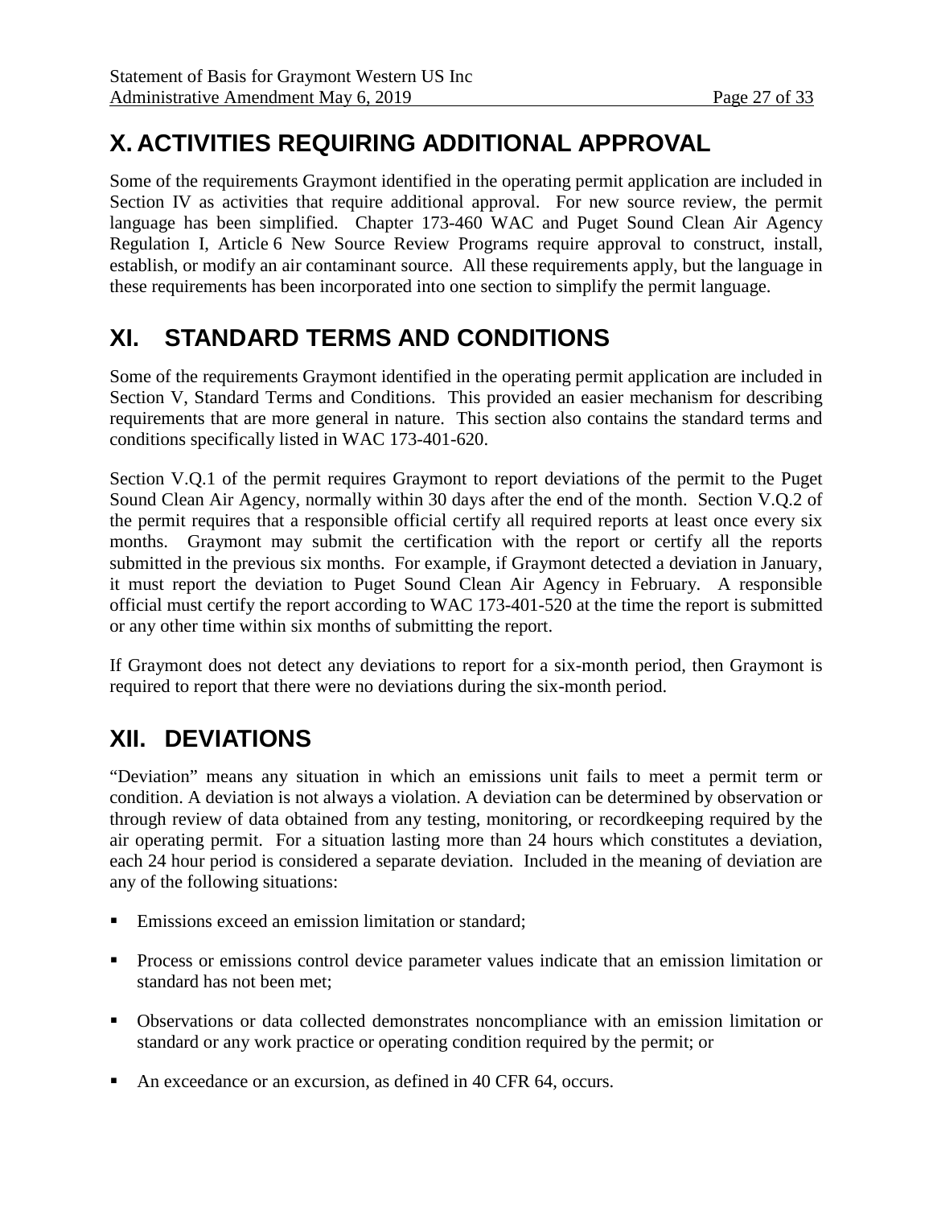# X. ACTIVITIES REQUIRING ADDITIONAL APPROVAL

Some of the requirements Graymont identified in the operating permit application are included in Section IV as activities that require additional approval. For new source review, the permit language has been simplified. Chapter 173-460 WAC and Puget Sound Clean Air Agency Regulation I, Article 6 New Source Review Programs require approval to construct, install, establish, or modify an air contaminant source. All these requirements apply, but the language in these requirements has been incorporated into one section to simplify the permit language.

# XI. STANDARD TERMS AND CONDITIONS

Some of the requirements Graymont identified in the operating permit application are included in Section V, Standard Terms and Conditions. This provided an easier mechanism for describing requirements that are more general in nature. This section also contains the standard terms and conditions specifically listed in WAC 173-401-620.

Section V.Q.1 of the permit requires Graymont to report deviations of the permit to the Puget Sound Clean Air Agency, normally within 30 days after the end of the month. Section V.Q.2 of the permit requires that a responsible official certify all required reports at least once every six months. Graymont may submit the certification with the report or certify all the reports submitted in the previous six months. For example, if Graymont detected a deviation in January, it must report the deviation to Puget Sound Clean Air Agency in February. A responsible official must certify the report according to WAC 173-401-520 at the time the report is submitted or any other time within six months of submitting the report.

If Graymont does not detect any deviations to report for a six-month period, then Graymont is required to report that there were no deviations during the six-month period.

# XII. DEVIATIONS

"Deviation" means any situation in which an emissions unit fails to meet a permit term or condition. A deviation is not always a violation. A deviation can be determined by observation or through review of data obtained from any testing, monitoring, or recordkeeping required by the air operating permit. For a situation lasting more than 24 hours which constitutes a deviation, each 24 hour period is considered a separate deviation. Included in the meaning of deviation are any of the following situations:

- Emissions exceed an emission limitation or standard;
- Process or emissions control device parameter values indicate that an emission limitation or standard has not been met;
- Observations or data collected demonstrates noncompliance with an emission limitation or standard or any work practice or operating condition required by the permit; or
- An exceedance or an excursion, as defined in 40 CFR 64, occurs.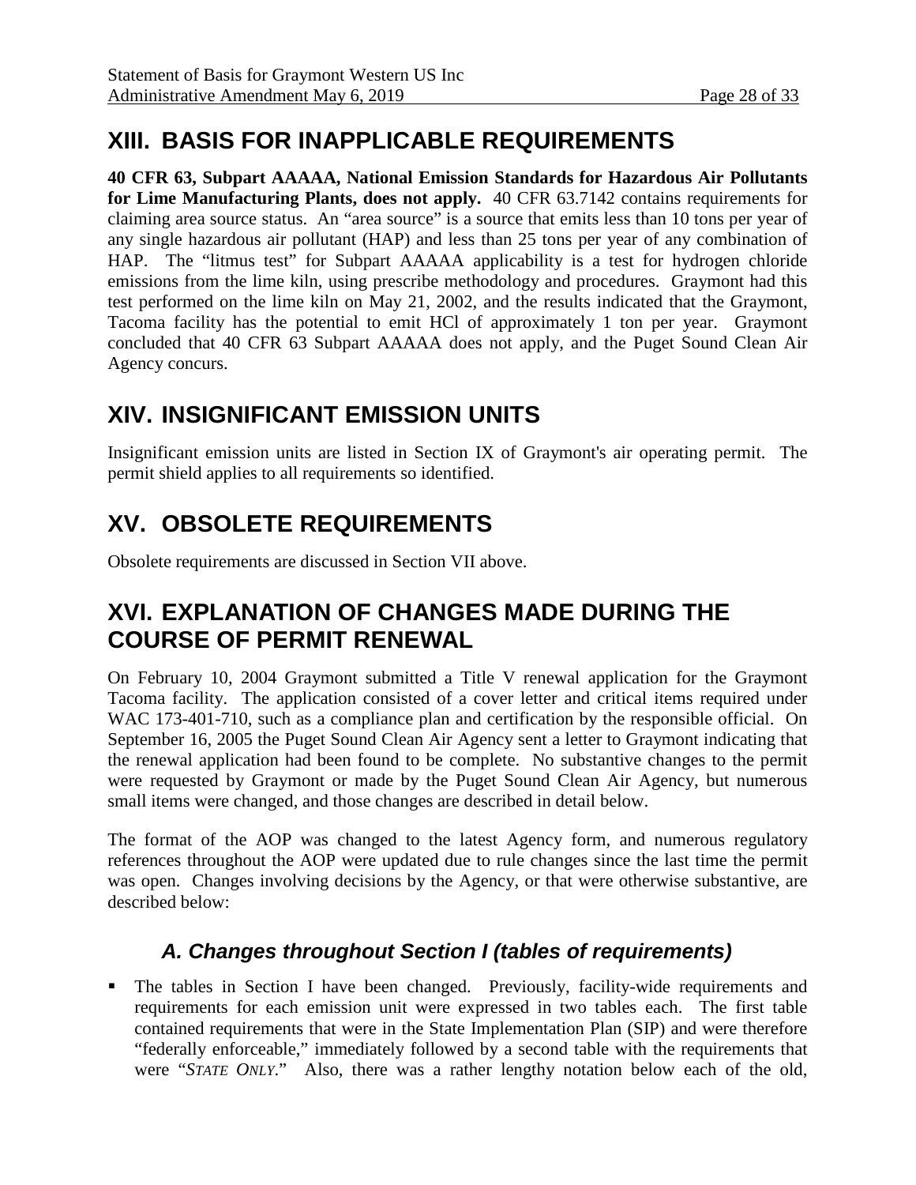## XIII. BASIS FOR INAPPLICABLE REQUIREMENTS

**40 CFR 63, Subpart AAAAA, National Emission Standards for Hazardous Air Pollutants for Lime Manufacturing Plants, does not apply.** 40 CFR 63.7142 contains requirements for claiming area source status. An "area source" is a source that emits less than 10 tons per year of any single hazardous air pollutant (HAP) and less than 25 tons per year of any combination of HAP. The "litmus test" for Subpart AAAAA applicability is a test for hydrogen chloride emissions from the lime kiln, using prescribe methodology and procedures. Graymont had this test performed on the lime kiln on May 21, 2002, and the results indicated that the Graymont, Tacoma facility has the potential to emit HCl of approximately 1 ton per year. Graymont concluded that 40 CFR 63 Subpart AAAAA does not apply, and the Puget Sound Clean Air Agency concurs.

## XIV. INSIGNIFICANT EMISSION UNITS

Insignificant emission units are listed in Section IX of Graymont's air operating permit. The permit shield applies to all requirements so identified.

## XV. OBSOLETE REQUIREMENTS

Obsolete requirements are discussed in Section VII above.

## XVI. EXPLANATION OF CHANGES MADE DURING THE COURSE OF PERMIT RENEWAL

On February 10, 2004 Graymont submitted a Title V renewal application for the Graymont Tacoma facility. The application consisted of a cover letter and critical items required under WAC 173-401-710, such as a compliance plan and certification by the responsible official. On September 16, 2005 the Puget Sound Clean Air Agency sent a letter to Graymont indicating that the renewal application had been found to be complete. No substantive changes to the permit were requested by Graymont or made by the Puget Sound Clean Air Agency, but numerous small items were changed, and those changes are described in detail below.

The format of the AOP was changed to the latest Agency form, and numerous regulatory references throughout the AOP were updated due to rule changes since the last time the permit was open. Changes involving decisions by the Agency, or that were otherwise substantive, are described below:

### *A. Changes throughout Section I (tables of requirements)*

- The tables in Section I have been changed. Previously, facility-wide requirements and requirements for each emission unit were expressed in two tables each. The first table contained requirements that were in the State Implementation Plan (SIP) and were therefore "federally enforceable," immediately followed by a second table with the requirements that were "*STATE ONLY*." Also, there was a rather lengthy notation below each of the old,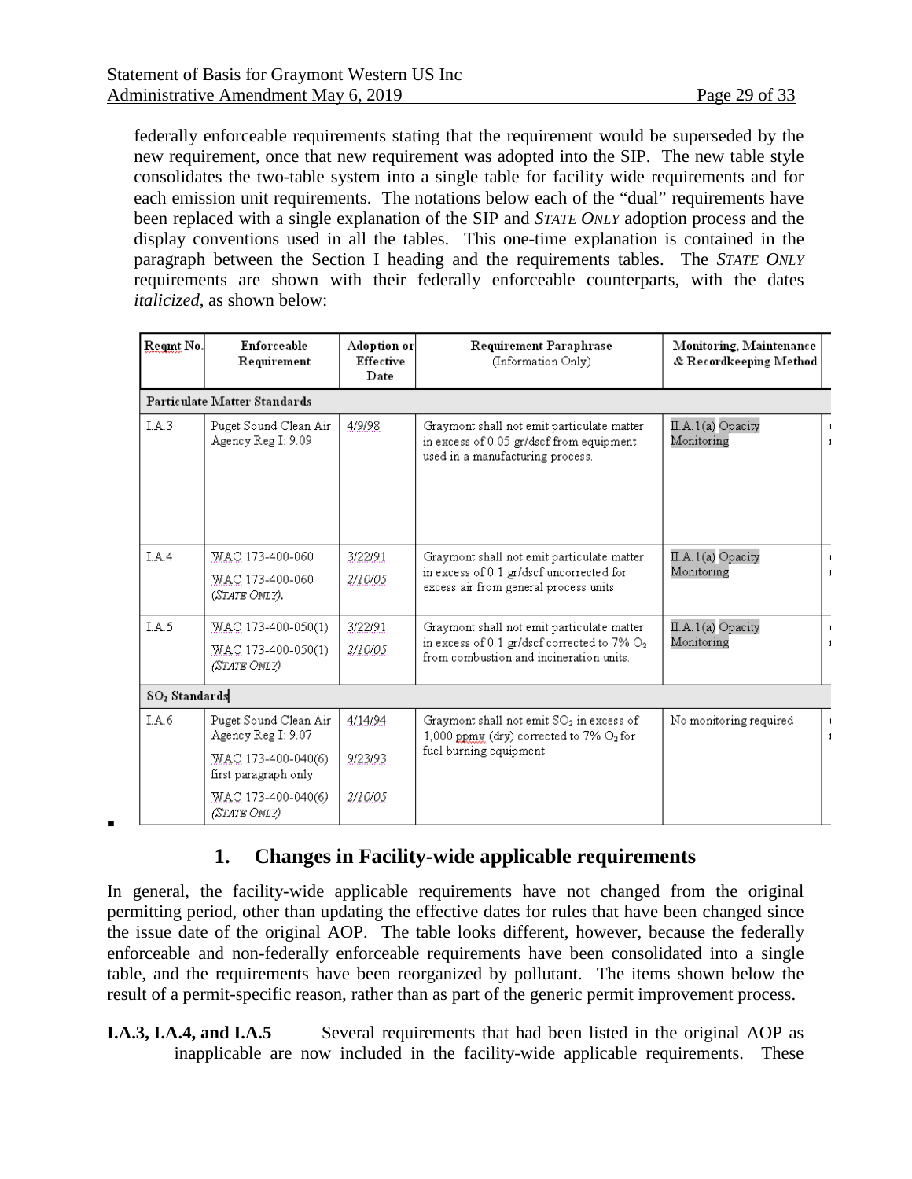federally enforceable requirements stating that the requirement would be superseded by the new requirement, once that new requirement was adopted into the SIP. The new table style consolidates the two-table system into a single table for facility wide requirements and for each emission unit requirements. The notations below each of the "dual" requirements have been replaced with a single explanation of the SIP and *STATE ONLY* adoption process and the display conventions used in all the tables. This one-time explanation is contained in the paragraph between the Section I heading and the requirements tables. The *STATE ONLY* requirements are shown with their federally enforceable counterparts, with the dates *italicized*, as shown below:

| Reqmt No. | Enforceable Requirement | Adoption or Effective Date | Requirement Paraphrase (Information Only) | Monitoring, Maintenance & Recordkeeping Method |
|---|---|---|---|---|
| **Particulate Matter Standards** | | | | |
| I.A.3 | Puget Sound Clean Air Agency Reg I: 9.09 | 4/9/98 | Graymont shall not emit particulate matter in excess of 0.05 gr/dscf from equipment used in a manufacturing process. | II.A.1(a) Opacity Monitoring |
| I.A.4 | WAC 173-400-060<br>WAC 173-400-060 (*STATE ONLY*). | 3/22/91<br>*2/10/05* | Graymont shall not emit particulate matter in excess of 0.1 gr/dscf uncorrected for excess air from general process units | II.A.1(a) Opacity Monitoring |
| I.A.5 | WAC 173-400-050(1)<br>WAC 173-400-050(1) (*STATE ONLY*) | 3/22/91<br>*2/10/05* | Graymont shall not emit particulate matter in excess of 0.1 gr/dscf corrected to 7% $O_2$ from combustion and incineration units. | II.A.1(a) Opacity Monitoring |
| **$SO_2$ Standards** | | | | |
| I.A.6 | Puget Sound Clean Air Agency Reg I: 9.07<br>WAC 173-400-040(6) first paragraph only.<br>WAC 173-400-040(6) (*STATE ONLY*) | 4/14/94<br>9/23/93<br>*2/10/05* | Graymont shall not emit $SO_2$ in excess of 1,000 ppmv (dry) corrected to 7% $O_2$ for fuel burning equipment | No monitoring required |

## 1. Changes in Facility-wide applicable requirements

In general, the facility-wide applicable requirements have not changed from the original permitting period, other than updating the effective dates for rules that have been changed since the issue date of the original AOP. The table looks different, however, because the federally enforceable and non-federally enforceable requirements have been consolidated into a single table, and the requirements have been reorganized by pollutant. The items shown below the result of a permit-specific reason, rather than as part of the generic permit improvement process.

**I.A.3, I.A.4, and I.A.5** Several requirements that had been listed in the original AOP as inapplicable are now included in the facility-wide applicable requirements. These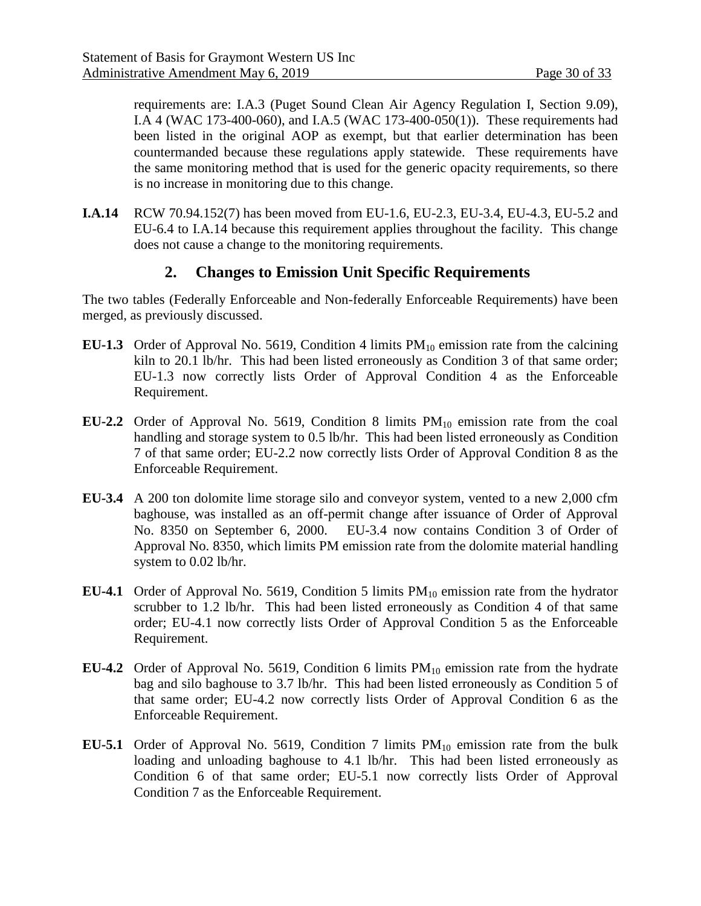requirements are: I.A.3 (Puget Sound Clean Air Agency Regulation I, Section 9.09), I.A 4 (WAC 173-400-060), and I.A.5 (WAC 173-400-050(1)). These requirements had been listed in the original AOP as exempt, but that earlier determination has been countermanded because these regulations apply statewide. These requirements have the same monitoring method that is used for the generic opacity requirements, so there is no increase in monitoring due to this change.

**I.A.14** RCW 70.94.152(7) has been moved from EU-1.6, EU-2.3, EU-3.4, EU-4.3, EU-5.2 and EU-6.4 to I.A.14 because this requirement applies throughout the facility. This change does not cause a change to the monitoring requirements.

## 2. Changes to Emission Unit Specific Requirements

The two tables (Federally Enforceable and Non-federally Enforceable Requirements) have been merged, as previously discussed.

**EU-1.3** Order of Approval No. 5619, Condition 4 limits $PM_{10}$ emission rate from the calcining kiln to 20.1 lb/hr. This had been listed erroneously as Condition 3 of that same order; EU-1.3 now correctly lists Order of Approval Condition 4 as the Enforceable Requirement.

**EU-2.2** Order of Approval No. 5619, Condition 8 limits $PM_{10}$ emission rate from the coal handling and storage system to 0.5 lb/hr. This had been listed erroneously as Condition 7 of that same order; EU-2.2 now correctly lists Order of Approval Condition 8 as the Enforceable Requirement.

**EU-3.4** A 200 ton dolomite lime storage silo and conveyor system, vented to a new 2,000 cfm baghouse, was installed as an off-permit change after issuance of Order of Approval No. 8350 on September 6, 2000. EU-3.4 now contains Condition 3 of Order of Approval No. 8350, which limits PM emission rate from the dolomite material handling system to 0.02 lb/hr.

**EU-4.1** Order of Approval No. 5619, Condition 5 limits $PM_{10}$ emission rate from the hydrator scrubber to 1.2 lb/hr. This had been listed erroneously as Condition 4 of that same order; EU-4.1 now correctly lists Order of Approval Condition 5 as the Enforceable Requirement.

**EU-4.2** Order of Approval No. 5619, Condition 6 limits $PM_{10}$ emission rate from the hydrate bag and silo baghouse to 3.7 lb/hr. This had been listed erroneously as Condition 5 of that same order; EU-4.2 now correctly lists Order of Approval Condition 6 as the Enforceable Requirement.

**EU-5.1** Order of Approval No. 5619, Condition 7 limits $PM_{10}$ emission rate from the bulk loading and unloading baghouse to 4.1 lb/hr. This had been listed erroneously as Condition 6 of that same order; EU-5.1 now correctly lists Order of Approval Condition 7 as the Enforceable Requirement.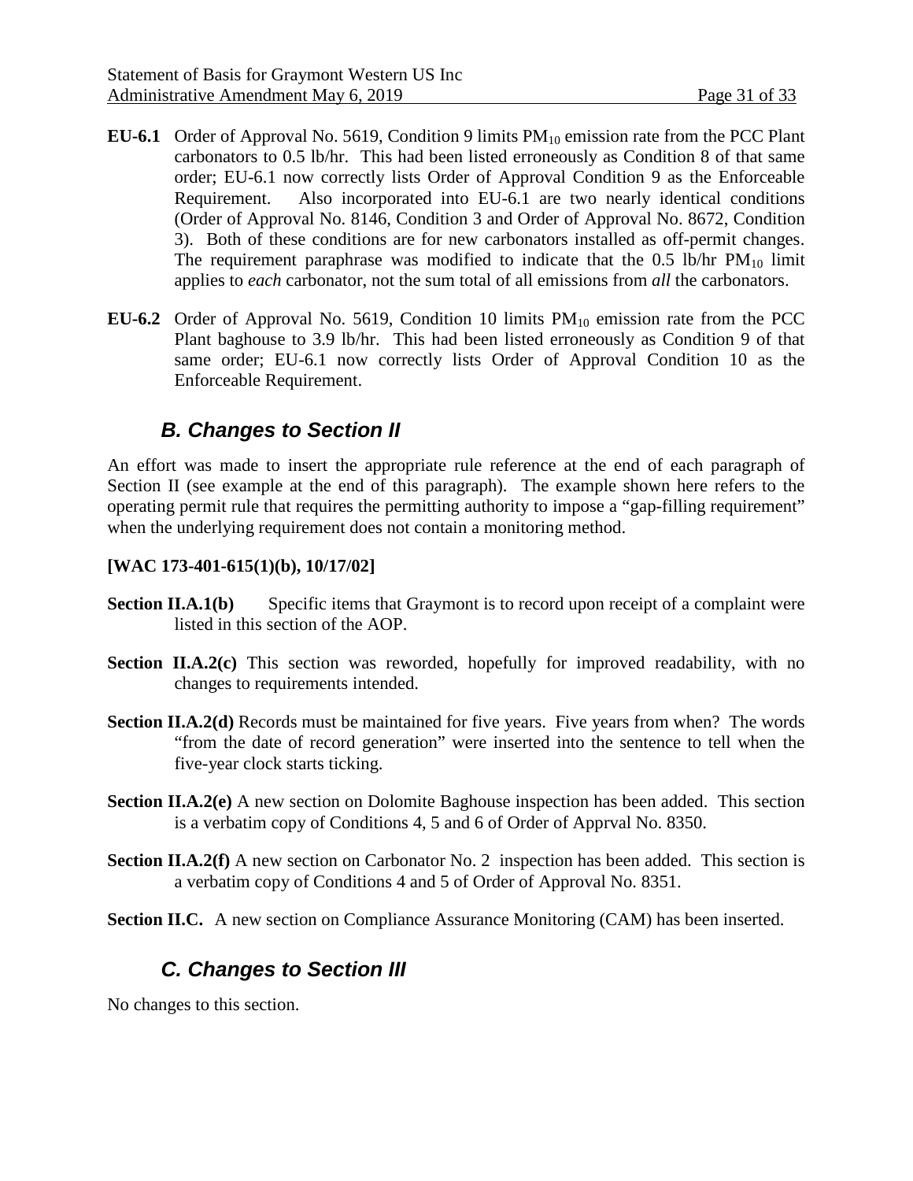**EU-6.1** Order of Approval No. 5619, Condition 9 limits $PM_{10}$ emission rate from the PCC Plant carbonators to 0.5 lb/hr. This had been listed erroneously as Condition 8 of that same order; EU-6.1 now correctly lists Order of Approval Condition 9 as the Enforceable Requirement. Also incorporated into EU-6.1 are two nearly identical conditions (Order of Approval No. 8146, Condition 3 and Order of Approval No. 8672, Condition 3). Both of these conditions are for new carbonators installed as off-permit changes. The requirement paraphrase was modified to indicate that the 0.5 lb/hr $PM_{10}$ limit applies to *each* carbonator, not the sum total of all emissions from *all* the carbonators.

**EU-6.2** Order of Approval No. 5619, Condition 10 limits $PM_{10}$ emission rate from the PCC Plant baghouse to 3.9 lb/hr. This had been listed erroneously as Condition 9 of that same order; EU-6.1 now correctly lists Order of Approval Condition 10 as the Enforceable Requirement.

## *B. Changes to Section II*

An effort was made to insert the appropriate rule reference at the end of each paragraph of Section II (see example at the end of this paragraph). The example shown here refers to the operating permit rule that requires the permitting authority to impose a "gap-filling requirement" when the underlying requirement does not contain a monitoring method.

**[WAC 173-401-615(1)(b), 10/17/02]**

**Section II.A.1(b)** Specific items that Graymont is to record upon receipt of a complaint were listed in this section of the AOP.

**Section II.A.2(c)** This section was reworded, hopefully for improved readability, with no changes to requirements intended.

**Section II.A.2(d)** Records must be maintained for five years. Five years from when? The words "from the date of record generation" were inserted into the sentence to tell when the five-year clock starts ticking.

**Section II.A.2(e)** A new section on Dolomite Baghouse inspection has been added. This section is a verbatim copy of Conditions 4, 5 and 6 of Order of Apprval No. 8350.

**Section II.A.2(f)** A new section on Carbonator No. 2 inspection has been added. This section is a verbatim copy of Conditions 4 and 5 of Order of Approval No. 8351.

**Section II.C.** A new section on Compliance Assurance Monitoring (CAM) has been inserted.

## *C. Changes to Section III*

No changes to this section.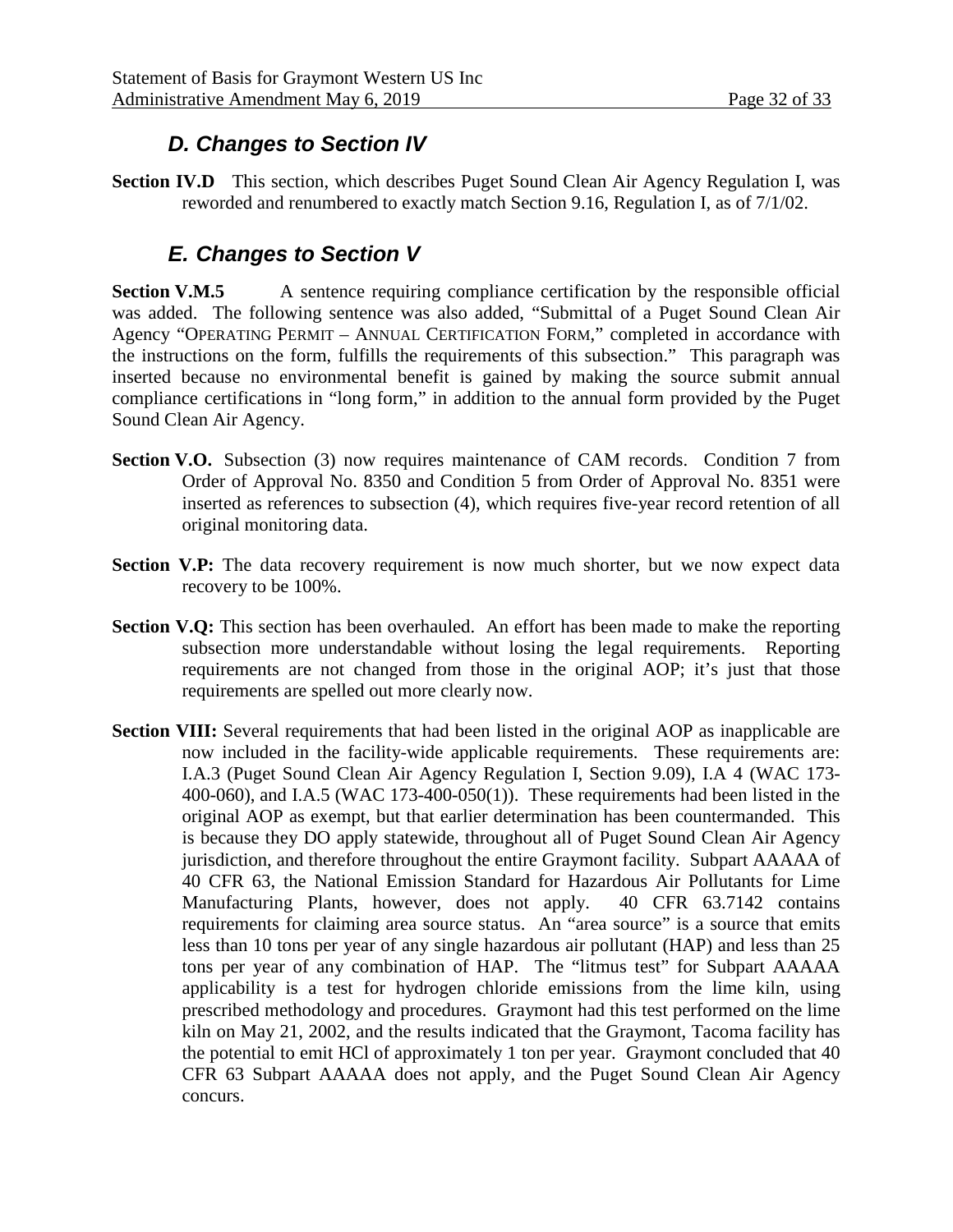### *D. Changes to Section IV*

**Section IV.D** This section, which describes Puget Sound Clean Air Agency Regulation I, was reworded and renumbered to exactly match Section 9.16, Regulation I, as of 7/1/02.

### *E. Changes to Section V*

**Section V.M.5** A sentence requiring compliance certification by the responsible official was added. The following sentence was also added, "Submittal of a Puget Sound Clean Air Agency "OPERATING PERMIT – ANNUAL CERTIFICATION FORM," completed in accordance with the instructions on the form, fulfills the requirements of this subsection." This paragraph was inserted because no environmental benefit is gained by making the source submit annual compliance certifications in "long form," in addition to the annual form provided by the Puget Sound Clean Air Agency.

**Section V.O.** Subsection (3) now requires maintenance of CAM records. Condition 7 from Order of Approval No. 8350 and Condition 5 from Order of Approval No. 8351 were inserted as references to subsection (4), which requires five-year record retention of all original monitoring data.

**Section V.P:** The data recovery requirement is now much shorter, but we now expect data recovery to be 100%.

**Section V.Q:** This section has been overhauled. An effort has been made to make the reporting subsection more understandable without losing the legal requirements. Reporting requirements are not changed from those in the original AOP; it's just that those requirements are spelled out more clearly now.

**Section VIII:** Several requirements that had been listed in the original AOP as inapplicable are now included in the facility-wide applicable requirements. These requirements are: I.A.3 (Puget Sound Clean Air Agency Regulation I, Section 9.09), I.A 4 (WAC 173-400-060), and I.A.5 (WAC 173-400-050(1)). These requirements had been listed in the original AOP as exempt, but that earlier determination has been countermanded. This is because they DO apply statewide, throughout all of Puget Sound Clean Air Agency jurisdiction, and therefore throughout the entire Graymont facility. Subpart AAAAA of 40 CFR 63, the National Emission Standard for Hazardous Air Pollutants for Lime Manufacturing Plants, however, does not apply. 40 CFR 63.7142 contains requirements for claiming area source status. An "area source" is a source that emits less than 10 tons per year of any single hazardous air pollutant (HAP) and less than 25 tons per year of any combination of HAP. The "litmus test" for Subpart AAAAA applicability is a test for hydrogen chloride emissions from the lime kiln, using prescribed methodology and procedures. Graymont had this test performed on the lime kiln on May 21, 2002, and the results indicated that the Graymont, Tacoma facility has the potential to emit HCl of approximately 1 ton per year. Graymont concluded that 40 CFR 63 Subpart AAAAA does not apply, and the Puget Sound Clean Air Agency concurs.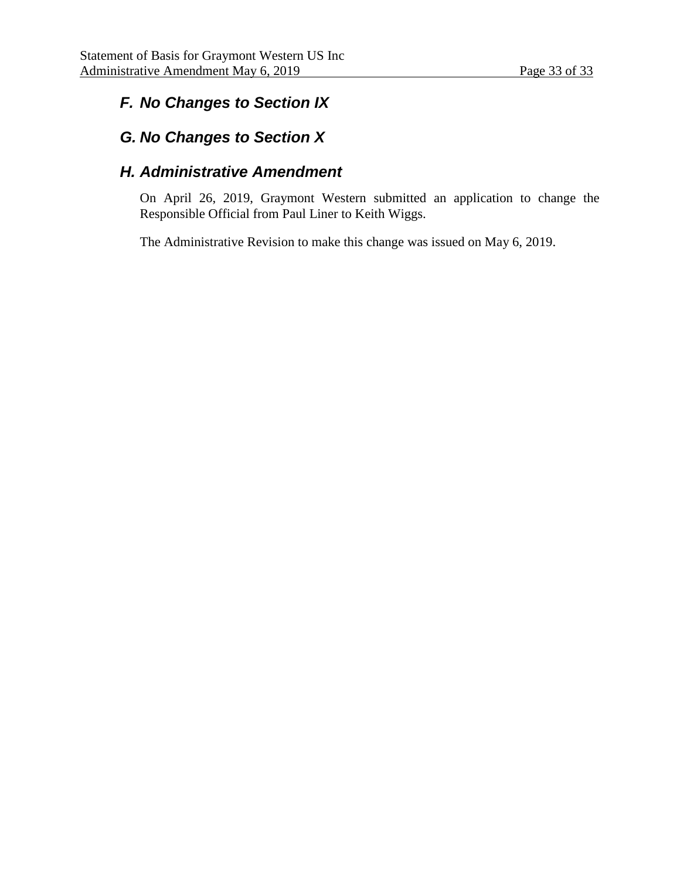### *F. No Changes to Section IX*

### *G. No Changes to Section X*

### *H. Administrative Amendment*

On April 26, 2019, Graymont Western submitted an application to change the Responsible Official from Paul Liner to Keith Wiggs.

The Administrative Revision to make this change was issued on May 6, 2019.